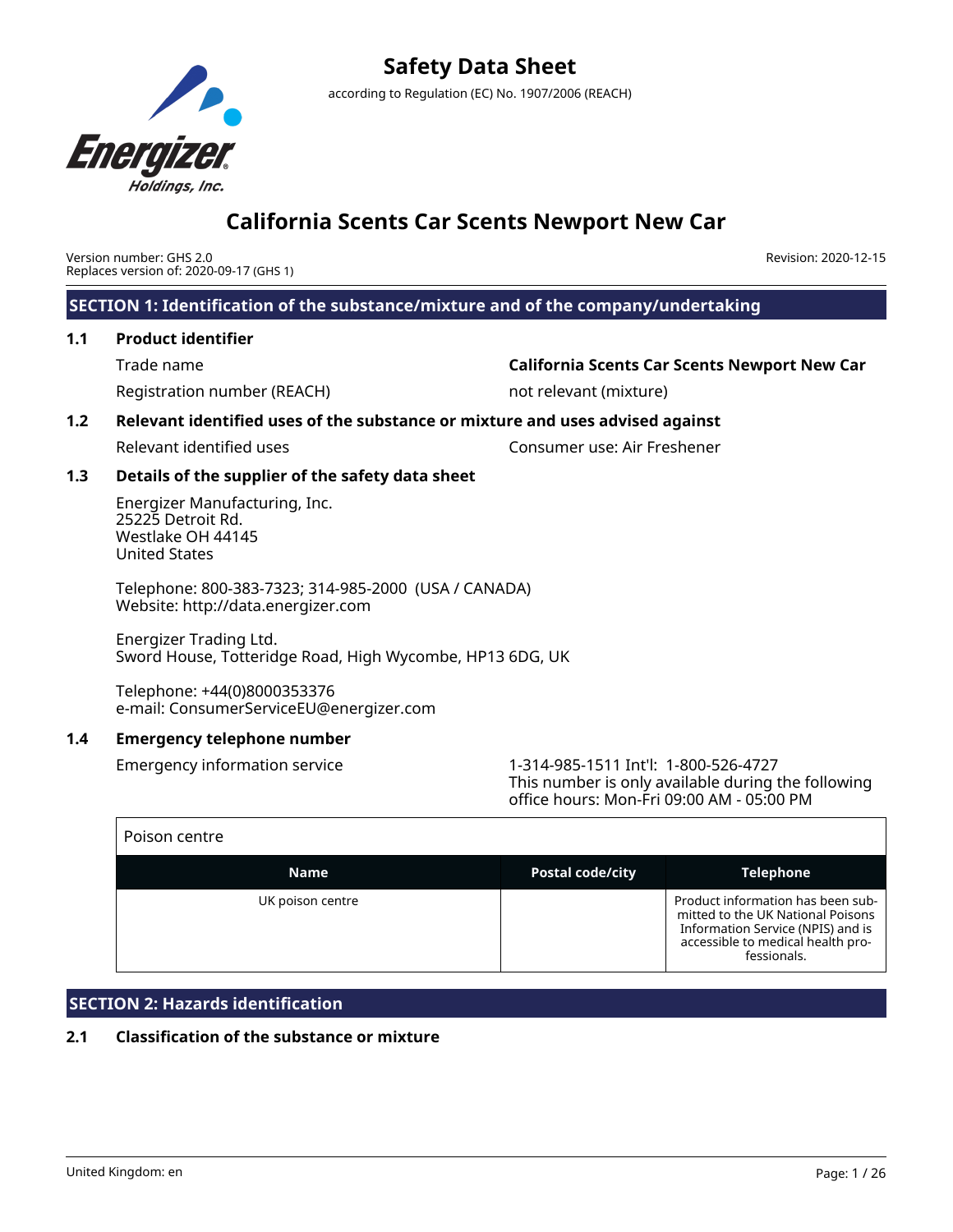# Safety Data Sheet

according to Regulation (EC) No. 1907/2006 (REACH)

Energizer Holdings, Inc.

# California Scents Car Scents Newport New Car

Version number: GHS 2.0
Replaces version of: 2020-09-17 (GHS 1)

Revision: 2020-12-15

## SECTION 1: Identification of the substance/mixture and of the company/undertaking

### 1.1 Product identifier

| | |
|---|---|
| Trade name | **California Scents Car Scents Newport New Car** |
| Registration number (REACH) | not relevant (mixture) |

### 1.2 Relevant identified uses of the substance or mixture and uses advised against

| | |
|---|---|
| Relevant identified uses | Consumer use: Air Freshener |

### 1.3 Details of the supplier of the safety data sheet

Energizer Manufacturing, Inc.
25225 Detroit Rd.
Westlake OH 44145
United States

Telephone: 800-383-7323; 314-985-2000 (USA / CANADA)
Website: http://data.energizer.com

Energizer Trading Ltd.
Sword House, Totteridge Road, High Wycombe, HP13 6DG, UK

Telephone: +44(0)8000353376
e-mail: ConsumerServiceEU@energizer.com

### 1.4 Emergency telephone number

| | |
|---|---|
| Emergency information service | 1-314-985-1511 Int'l: 1-800-526-4727<br>This number is only available during the following office hours: Mon-Fri 09:00 AM - 05:00 PM |

Poison centre

| Name | Postal code/city | Telephone |
|---|---|---|
| UK poison centre | | Product information has been submitted to the UK National Poisons Information Service (NPIS) and is accessible to medical health professionals. |

## SECTION 2: Hazards identification

### 2.1 Classification of the substance or mixture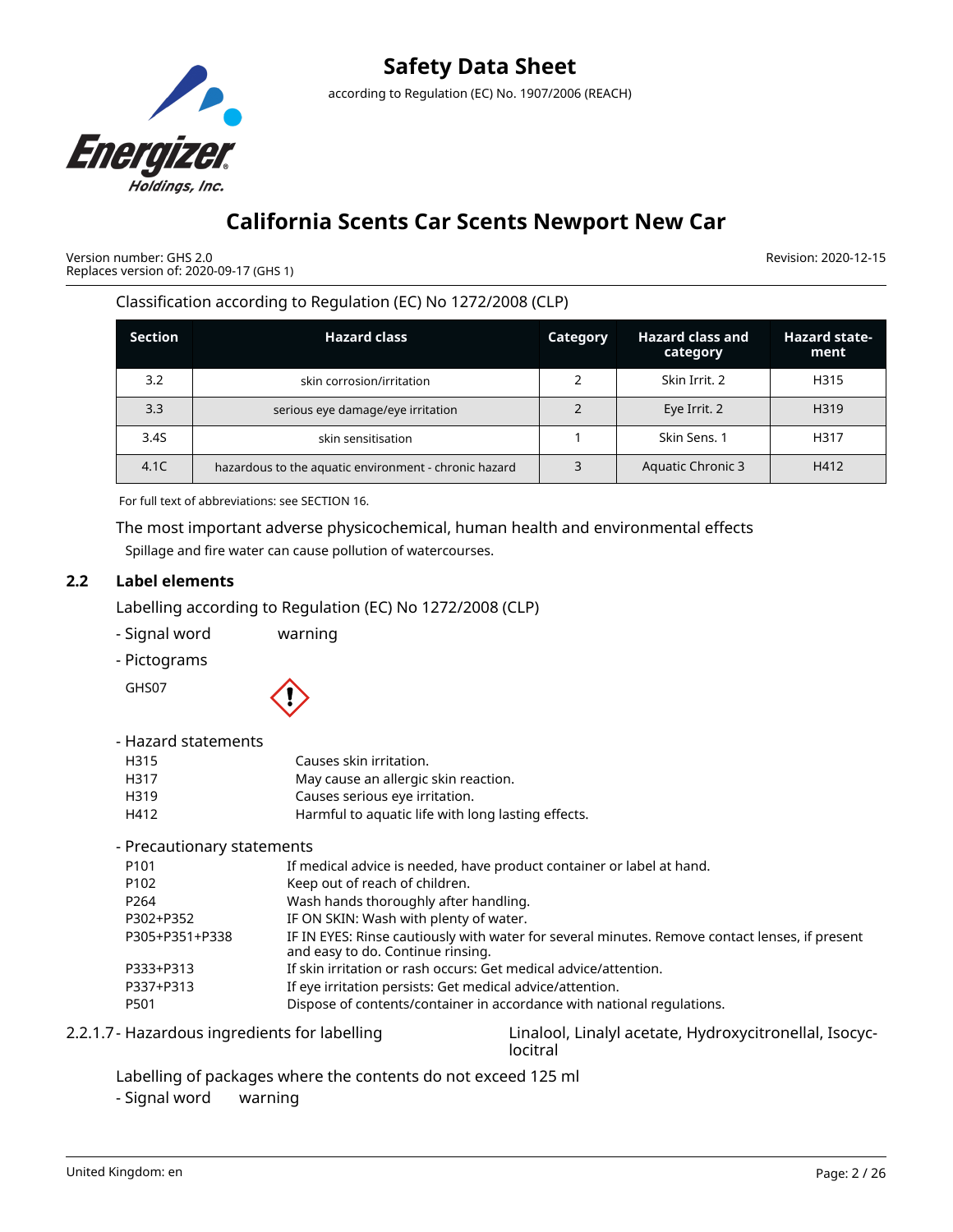Classification according to Regulation (EC) No 1272/2008 (CLP)

| Section | Hazard class | Category | Hazard class and category | Hazard statement |
|---|---|---|---|---|
| 3.2 | skin corrosion/irritation | 2 | Skin Irrit. 2 | H315 |
| 3.3 | serious eye damage/eye irritation | 2 | Eye Irrit. 2 | H319 |
| 3.4S | skin sensitisation | 1 | Skin Sens. 1 | H317 |
| 4.1C | hazardous to the aquatic environment - chronic hazard | 3 | Aquatic Chronic 3 | H412 |

For full text of abbreviations: see SECTION 16.

The most important adverse physicochemical, human health and environmental effects

Spillage and fire water can cause pollution of watercourses.

## 2.2 Label elements

Labelling according to Regulation (EC) No 1272/2008 (CLP)

- Signal word warning

- Pictograms

GHS07

- Hazard statements

| | |
|---|---|
| H315 | Causes skin irritation. |
| H317 | May cause an allergic skin reaction. |
| H319 | Causes serious eye irritation. |
| H412 | Harmful to aquatic life with long lasting effects. |

- Precautionary statements

| | |
|---|---|
| P101 | If medical advice is needed, have product container or label at hand. |
| P102 | Keep out of reach of children. |
| P264 | Wash hands thoroughly after handling. |
| P302+P352 | IF ON SKIN: Wash with plenty of water. |
| P305+P351+P338 | IF IN EYES: Rinse cautiously with water for several minutes. Remove contact lenses, if present and easy to do. Continue rinsing. |
| P333+P313 | If skin irritation or rash occurs: Get medical advice/attention. |
| P337+P313 | If eye irritation persists: Get medical advice/attention. |
| P501 | Dispose of contents/container in accordance with national regulations. |

2.2.1.7 - Hazardous ingredients for labelling: Linalool, Linalyl acetate, Hydroxycitronellal, Isocyclocitral

Labelling of packages where the contents do not exceed 125 ml

- Signal word warning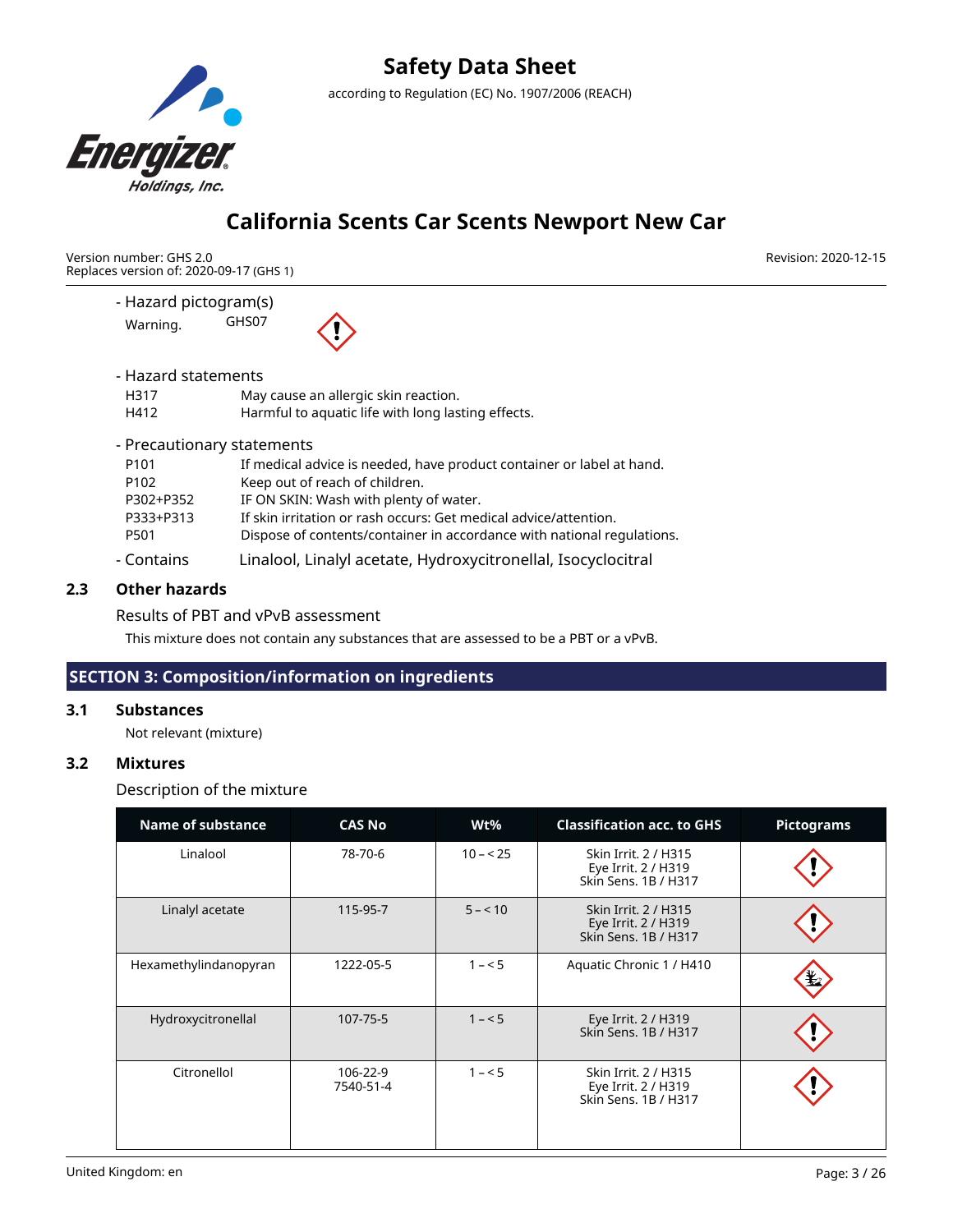- Hazard pictogram(s)

Warning. GHS07

- Hazard statements

| | |
|---|---|
| H317 | May cause an allergic skin reaction. |
| H412 | Harmful to aquatic life with long lasting effects. |

- Precautionary statements

| | |
|---|---|
| P101 | If medical advice is needed, have product container or label at hand. |
| P102 | Keep out of reach of children. |
| P302+P352 | IF ON SKIN: Wash with plenty of water. |
| P333+P313 | If skin irritation or rash occurs: Get medical advice/attention. |
| P501 | Dispose of contents/container in accordance with national regulations. |

- Contains Linalool, Linalyl acetate, Hydroxycitronellal, Isocyclocitral

### 2.3 Other hazards

Results of PBT and vPvB assessment

This mixture does not contain any substances that are assessed to be a PBT or a vPvB.

## SECTION 3: Composition/information on ingredients

### 3.1 Substances

Not relevant (mixture)

### 3.2 Mixtures

Description of the mixture

| Name of substance | CAS No | Wt% | Classification acc. to GHS | Pictograms |
|---|---|---|---|---|
| Linalool | 78-70-6 | 10 – < 25 | Skin Irrit. 2 / H315<br>Eye Irrit. 2 / H319<br>Skin Sens. 1B / H317 | |
| Linalyl acetate | 115-95-7 | 5 – < 10 | Skin Irrit. 2 / H315<br>Eye Irrit. 2 / H319<br>Skin Sens. 1B / H317 | |
| Hexamethylindanopyran | 1222-05-5 | 1 – < 5 | Aquatic Chronic 1 / H410 | |
| Hydroxycitronellal | 107-75-5 | 1 – < 5 | Eye Irrit. 2 / H319<br>Skin Sens. 1B / H317 | |
| Citronellol | 106-22-9<br>7540-51-4 | 1 – < 5 | Skin Irrit. 2 / H315<br>Eye Irrit. 2 / H319<br>Skin Sens. 1B / H317 | |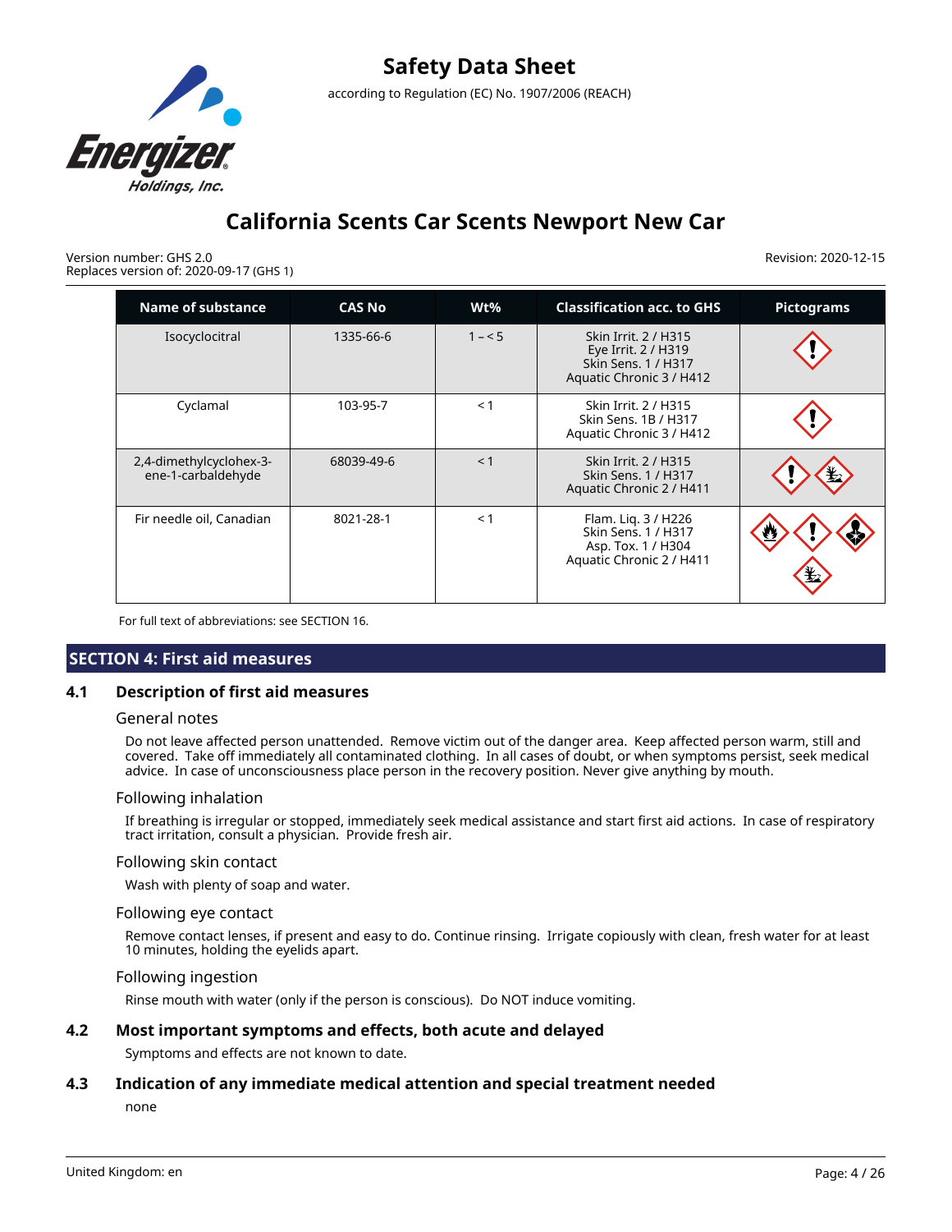| Name of substance | CAS No | Wt% | Classification acc. to GHS | Pictograms |
|---|---|---|---|---|
| Isocyclocitral | 1335-66-6 | 1 – < 5 | Skin Irrit. 2 / H315<br>Eye Irrit. 2 / H319<br>Skin Sens. 1 / H317<br>Aquatic Chronic 3 / H412 | |
| Cyclamal | 103-95-7 | < 1 | Skin Irrit. 2 / H315<br>Skin Sens. 1B / H317<br>Aquatic Chronic 3 / H412 | |
| 2,4-dimethylcyclohex-3-ene-1-carbaldehyde | 68039-49-6 | < 1 | Skin Irrit. 2 / H315<br>Skin Sens. 1 / H317<br>Aquatic Chronic 2 / H411 | |
| Fir needle oil, Canadian | 8021-28-1 | < 1 | Flam. Liq. 3 / H226<br>Skin Sens. 1 / H317<br>Asp. Tox. 1 / H304<br>Aquatic Chronic 2 / H411 | |

For full text of abbreviations: see SECTION 16.

## SECTION 4: First aid measures

### 4.1 Description of first aid measures

#### General notes

Do not leave affected person unattended. Remove victim out of the danger area. Keep affected person warm, still and covered. Take off immediately all contaminated clothing. In all cases of doubt, or when symptoms persist, seek medical advice. In case of unconsciousness place person in the recovery position. Never give anything by mouth.

#### Following inhalation

If breathing is irregular or stopped, immediately seek medical assistance and start first aid actions. In case of respiratory tract irritation, consult a physician. Provide fresh air.

#### Following skin contact

Wash with plenty of soap and water.

#### Following eye contact

Remove contact lenses, if present and easy to do. Continue rinsing. Irrigate copiously with clean, fresh water for at least 10 minutes, holding the eyelids apart.

#### Following ingestion

Rinse mouth with water (only if the person is conscious). Do NOT induce vomiting.

### 4.2 Most important symptoms and effects, both acute and delayed

Symptoms and effects are not known to date.

### 4.3 Indication of any immediate medical attention and special treatment needed

none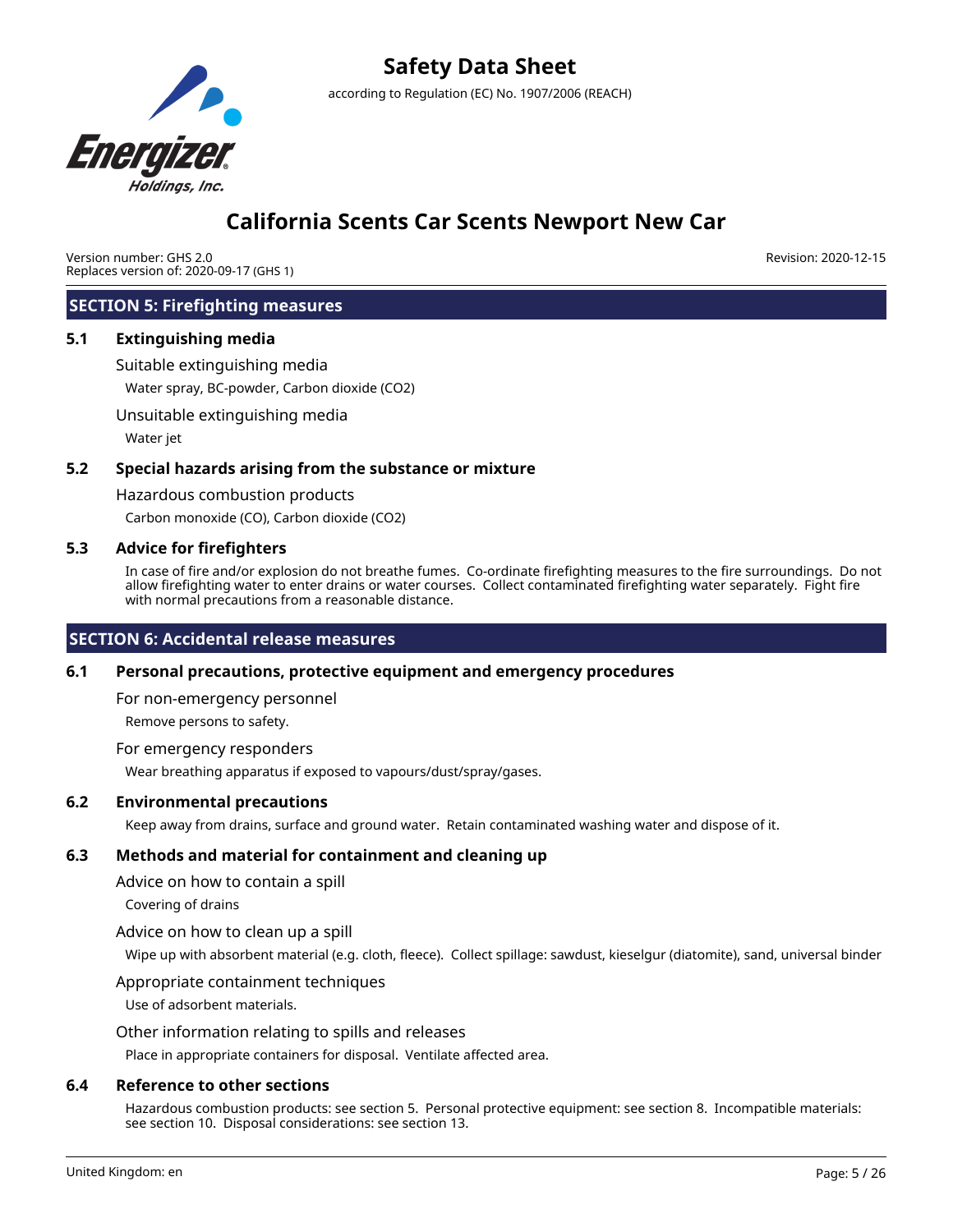## SECTION 5: Firefighting measures

### 5.1 Extinguishing media

Suitable extinguishing media

Water spray, BC-powder, Carbon dioxide ($CO_2$)

Unsuitable extinguishing media

Water jet

### 5.2 Special hazards arising from the substance or mixture

Hazardous combustion products

Carbon monoxide (CO), Carbon dioxide ($CO_2$)

### 5.3 Advice for firefighters

In case of fire and/or explosion do not breathe fumes. Co-ordinate firefighting measures to the fire surroundings. Do not allow firefighting water to enter drains or water courses. Collect contaminated firefighting water separately. Fight fire with normal precautions from a reasonable distance.

## SECTION 6: Accidental release measures

### 6.1 Personal precautions, protective equipment and emergency procedures

For non-emergency personnel

Remove persons to safety.

For emergency responders

Wear breathing apparatus if exposed to vapours/dust/spray/gases.

### 6.2 Environmental precautions

Keep away from drains, surface and ground water. Retain contaminated washing water and dispose of it.

### 6.3 Methods and material for containment and cleaning up

Advice on how to contain a spill

Covering of drains

Advice on how to clean up a spill

Wipe up with absorbent material (e.g. cloth, fleece). Collect spillage: sawdust, kieselgur (diatomite), sand, universal binder

Appropriate containment techniques

Use of adsorbent materials.

Other information relating to spills and releases

Place in appropriate containers for disposal. Ventilate affected area.

### 6.4 Reference to other sections

Hazardous combustion products: see section 5. Personal protective equipment: see section 8. Incompatible materials: see section 10. Disposal considerations: see section 13.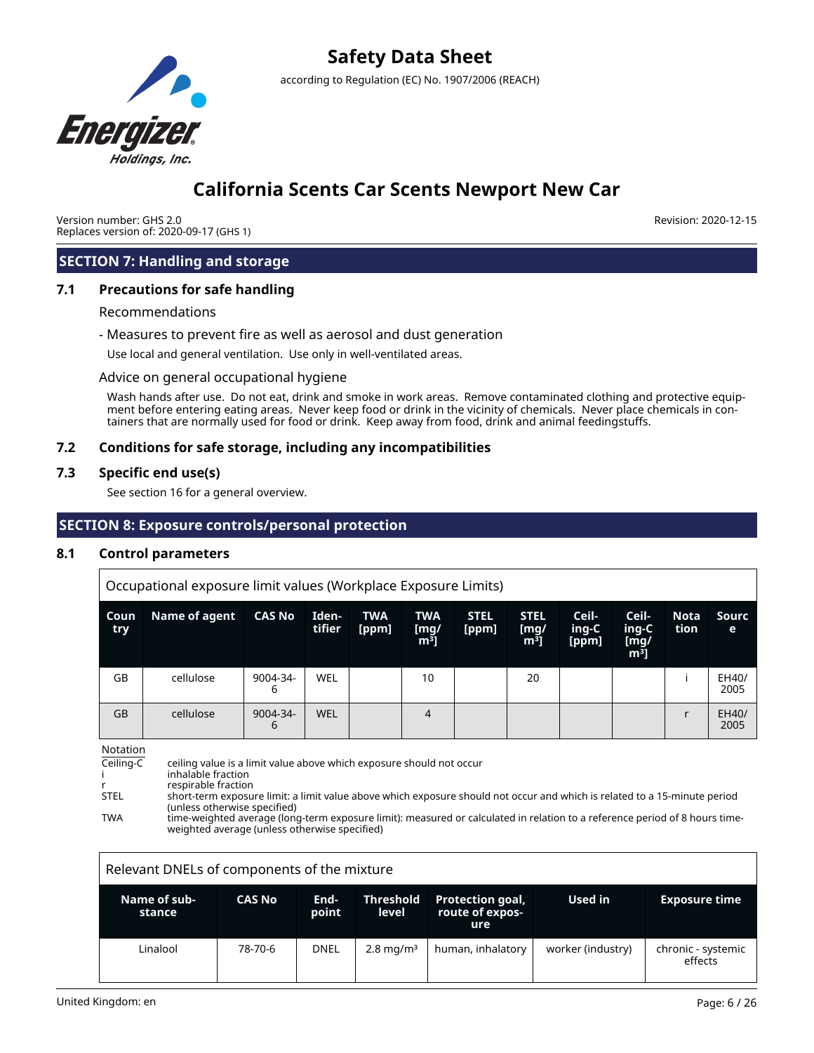## SECTION 7: Handling and storage

### 7.1 Precautions for safe handling

Recommendations

- Measures to prevent fire as well as aerosol and dust generation

Use local and general ventilation. Use only in well-ventilated areas.

Advice on general occupational hygiene

Wash hands after use. Do not eat, drink and smoke in work areas. Remove contaminated clothing and protective equipment before entering eating areas. Never keep food or drink in the vicinity of chemicals. Never place chemicals in containers that are normally used for food or drink. Keep away from food, drink and animal feedingstuffs.

### 7.2 Conditions for safe storage, including any incompatibilities

### 7.3 Specific end use(s)

See section 16 for a general overview.

## SECTION 8: Exposure controls/personal protection

### 8.1 Control parameters

Occupational exposure limit values (Workplace Exposure Limits)

| Country | Name of agent | CAS No | Identifier | TWA [ppm] | TWA [mg/m³] | STEL [ppm] | STEL [mg/m³] | Ceiling-C [ppm] | Ceiling-C [mg/m³] | Notation | Source |
|---|---|---|---|---|---|---|---|---|---|---|---|
| GB | cellulose | 9004-34-6 | WEL | | 10 | | 20 | | | i | EH40/2005 |
| GB | cellulose | 9004-34-6 | WEL | | 4 | | | | | r | EH40/2005 |

Notation

- Ceiling-C: ceiling value is a limit value above which exposure should not occur
- i: inhalable fraction
- r: respirable fraction
- STEL: short-term exposure limit: a limit value above which exposure should not occur and which is related to a 15-minute period (unless otherwise specified)
- TWA: time-weighted average (long-term exposure limit): measured or calculated in relation to a reference period of 8 hours time-weighted average (unless otherwise specified)

Relevant DNELs of components of the mixture

| Name of substance | CAS No | Endpoint | Threshold level | Protection goal, route of exposure | Used in | Exposure time |
|---|---|---|---|---|---|---|
| Linalool | 78-70-6 | DNEL | 2.8 mg/m³ | human, inhalatory | worker (industry) | chronic - systemic effects |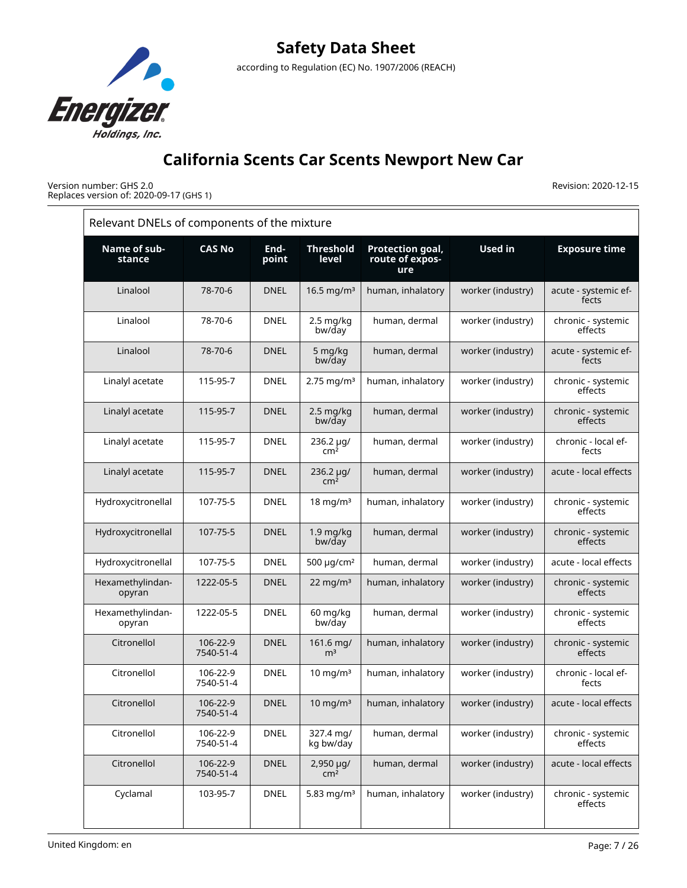# Safety Data Sheet

according to Regulation (EC) No. 1907/2006 (REACH)

# California Scents Car Scents Newport New Car

Version number: GHS 2.0
Replaces version of: 2020-09-17 (GHS 1)

Revision: 2020-12-15

Relevant DNELs of components of the mixture

| Name of substance | CAS No | Endpoint | Threshold level | Protection goal, route of exposure | Used in | Exposure time |
|---|---|---|---|---|---|---|
| Linalool | 78-70-6 | DNEL | 16.5 mg/m³ | human, inhalatory | worker (industry) | acute - systemic effects |
| Linalool | 78-70-6 | DNEL | 2.5 mg/kg bw/day | human, dermal | worker (industry) | chronic - systemic effects |
| Linalool | 78-70-6 | DNEL | 5 mg/kg bw/day | human, dermal | worker (industry) | acute - systemic effects |
| Linalyl acetate | 115-95-7 | DNEL | 2.75 mg/m³ | human, inhalatory | worker (industry) | chronic - systemic effects |
| Linalyl acetate | 115-95-7 | DNEL | 2.5 mg/kg bw/day | human, dermal | worker (industry) | chronic - systemic effects |
| Linalyl acetate | 115-95-7 | DNEL | 236.2 µg/cm² | human, dermal | worker (industry) | chronic - local effects |
| Linalyl acetate | 115-95-7 | DNEL | 236.2 µg/cm² | human, dermal | worker (industry) | acute - local effects |
| Hydroxycitronellal | 107-75-5 | DNEL | 18 mg/m³ | human, inhalatory | worker (industry) | chronic - systemic effects |
| Hydroxycitronellal | 107-75-5 | DNEL | 1.9 mg/kg bw/day | human, dermal | worker (industry) | chronic - systemic effects |
| Hydroxycitronellal | 107-75-5 | DNEL | 500 µg/cm² | human, dermal | worker (industry) | acute - local effects |
| Hexamethylindanopyran | 1222-05-5 | DNEL | 22 mg/m³ | human, inhalatory | worker (industry) | chronic - systemic effects |
| Hexamethylindanopyran | 1222-05-5 | DNEL | 60 mg/kg bw/day | human, dermal | worker (industry) | chronic - systemic effects |
| Citronellol | 106-22-9 7540-51-4 | DNEL | 161.6 mg/m³ | human, inhalatory | worker (industry) | chronic - systemic effects |
| Citronellol | 106-22-9 7540-51-4 | DNEL | 10 mg/m³ | human, inhalatory | worker (industry) | chronic - local effects |
| Citronellol | 106-22-9 7540-51-4 | DNEL | 10 mg/m³ | human, inhalatory | worker (industry) | acute - local effects |
| Citronellol | 106-22-9 7540-51-4 | DNEL | 327.4 mg/kg bw/day | human, dermal | worker (industry) | chronic - systemic effects |
| Citronellol | 106-22-9 7540-51-4 | DNEL | 2,950 µg/cm² | human, dermal | worker (industry) | acute - local effects |
| Cyclamal | 103-95-7 | DNEL | 5.83 mg/m³ | human, inhalatory | worker (industry) | chronic - systemic effects |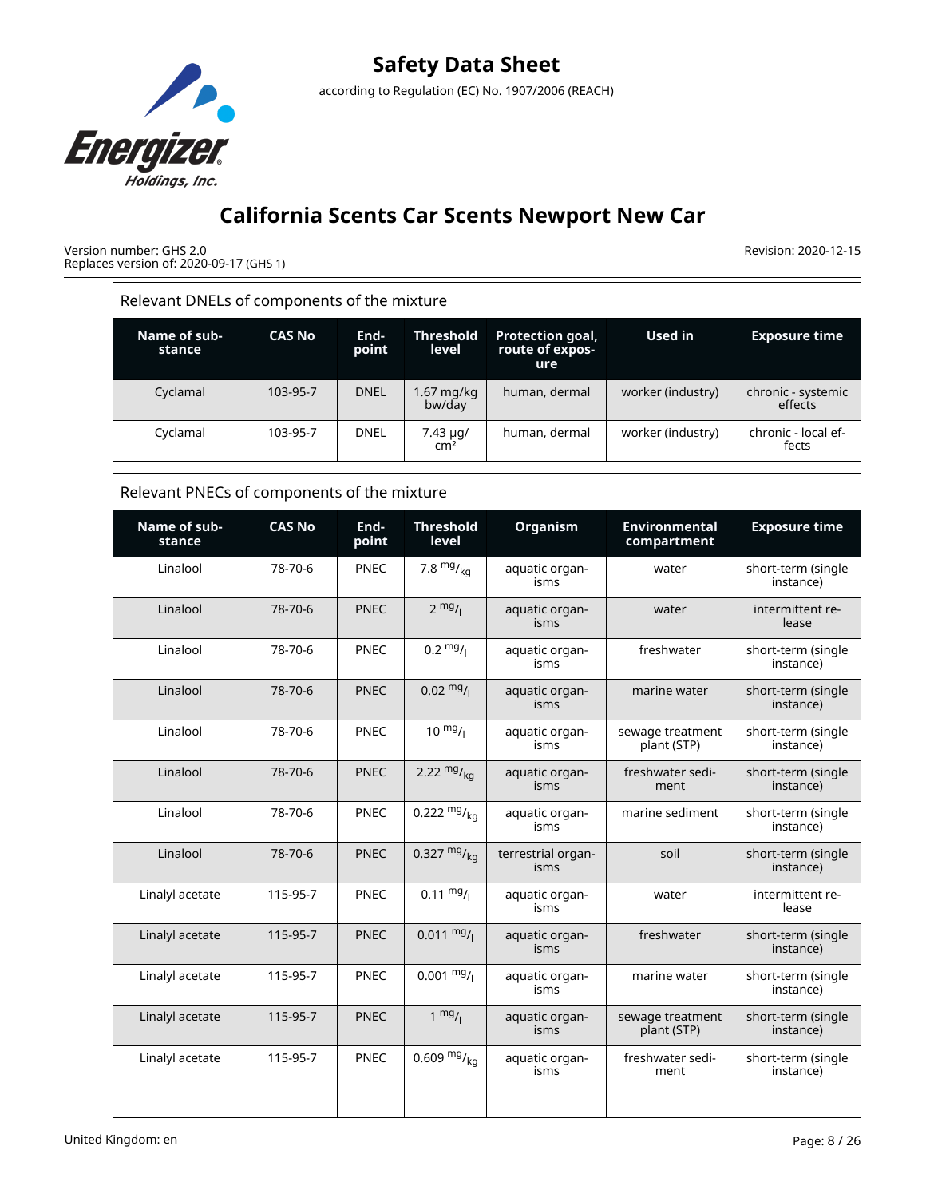Relevant DNELs of components of the mixture

| Name of substance | CAS No | Endpoint | Threshold level | Protection goal, route of exposure | Used in | Exposure time |
|---|---|---|---|---|---|---|
| Cyclamal | 103-95-7 | DNEL | 1.67 mg/kg bw/day | human, dermal | worker (industry) | chronic - systemic effects |
| Cyclamal | 103-95-7 | DNEL | 7.43 µg/cm² | human, dermal | worker (industry) | chronic - local effects |

Relevant PNECs of components of the mixture

| Name of substance | CAS No | Endpoint | Threshold level | Organism | Environmental compartment | Exposure time |
|---|---|---|---|---|---|---|
| Linalool | 78-70-6 | PNEC | 7.8 mg/kg | aquatic organisms | water | short-term (single instance) |
| Linalool | 78-70-6 | PNEC | 2 mg/l | aquatic organisms | water | intermittent release |
| Linalool | 78-70-6 | PNEC | 0.2 mg/l | aquatic organisms | freshwater | short-term (single instance) |
| Linalool | 78-70-6 | PNEC | 0.02 mg/l | aquatic organisms | marine water | short-term (single instance) |
| Linalool | 78-70-6 | PNEC | 10 mg/l | aquatic organisms | sewage treatment plant (STP) | short-term (single instance) |
| Linalool | 78-70-6 | PNEC | 2.22 mg/kg | aquatic organisms | freshwater sediment | short-term (single instance) |
| Linalool | 78-70-6 | PNEC | 0.222 mg/kg | aquatic organisms | marine sediment | short-term (single instance) |
| Linalool | 78-70-6 | PNEC | 0.327 mg/kg | terrestrial organisms | soil | short-term (single instance) |
| Linalyl acetate | 115-95-7 | PNEC | 0.11 mg/l | aquatic organisms | water | intermittent release |
| Linalyl acetate | 115-95-7 | PNEC | 0.011 mg/l | aquatic organisms | freshwater | short-term (single instance) |
| Linalyl acetate | 115-95-7 | PNEC | 0.001 mg/l | aquatic organisms | marine water | short-term (single instance) |
| Linalyl acetate | 115-95-7 | PNEC | 1 mg/l | aquatic organisms | sewage treatment plant (STP) | short-term (single instance) |
| Linalyl acetate | 115-95-7 | PNEC | 0.609 mg/kg | aquatic organisms | freshwater sediment | short-term (single instance) |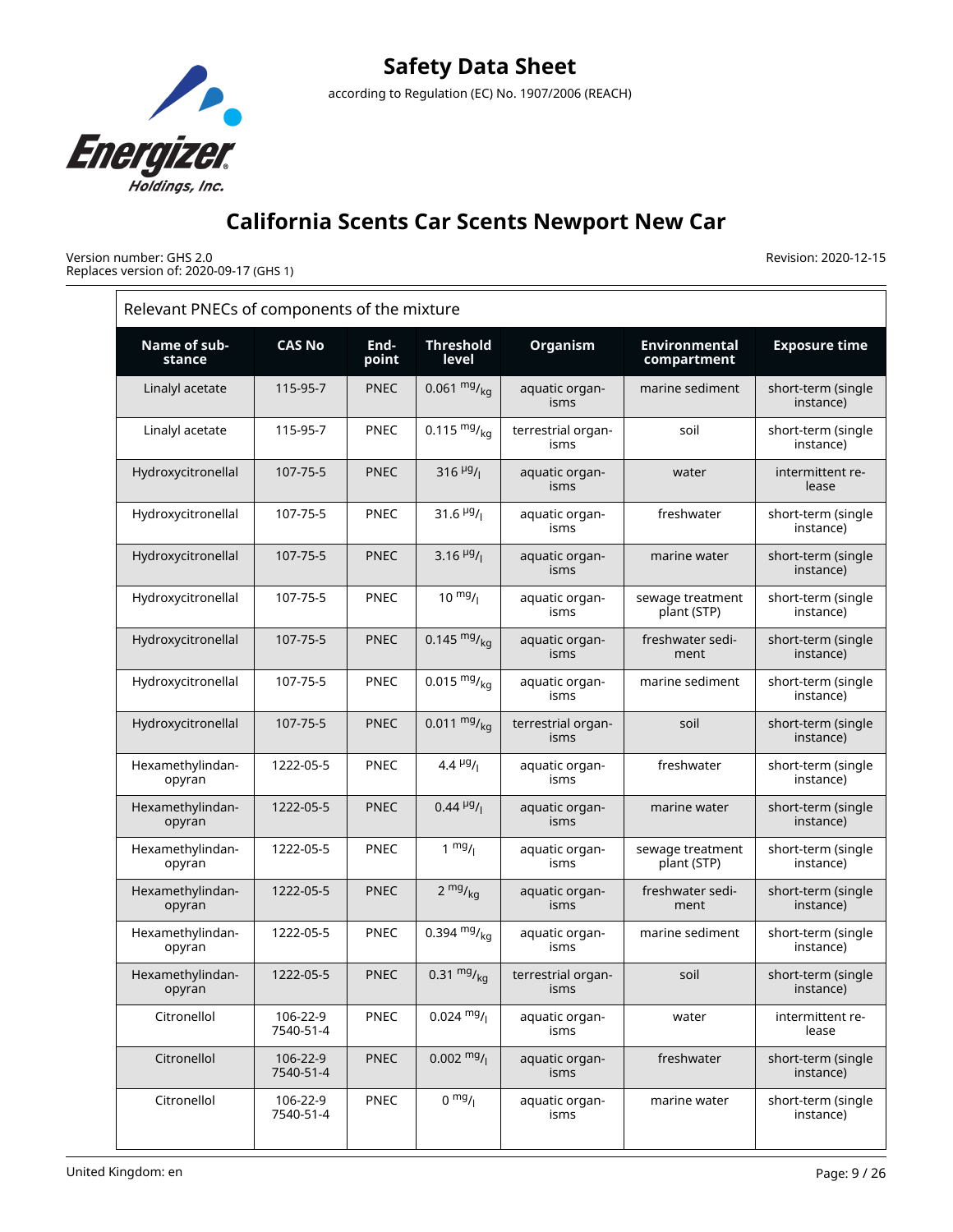Relevant PNECs of components of the mixture

| Name of substance | CAS No | Endpoint | Threshold level | Organism | Environmental compartment | Exposure time |
|---|---|---|---|---|---|---|
| Linalyl acetate | 115-95-7 | PNEC | 0.061 $^{mg}/_{kg}$ | aquatic organisms | marine sediment | short-term (single instance) |
| Linalyl acetate | 115-95-7 | PNEC | 0.115 $^{mg}/_{kg}$ | terrestrial organisms | soil | short-term (single instance) |
| Hydroxycitronellal | 107-75-5 | PNEC | 316 $^{µg}/_{l}$ | aquatic organisms | water | intermittent release |
| Hydroxycitronellal | 107-75-5 | PNEC | 31.6 $^{µg}/_{l}$ | aquatic organisms | freshwater | short-term (single instance) |
| Hydroxycitronellal | 107-75-5 | PNEC | 3.16 $^{µg}/_{l}$ | aquatic organisms | marine water | short-term (single instance) |
| Hydroxycitronellal | 107-75-5 | PNEC | 10 $^{mg}/_{l}$ | aquatic organisms | sewage treatment plant (STP) | short-term (single instance) |
| Hydroxycitronellal | 107-75-5 | PNEC | 0.145 $^{mg}/_{kg}$ | aquatic organisms | freshwater sediment | short-term (single instance) |
| Hydroxycitronellal | 107-75-5 | PNEC | 0.015 $^{mg}/_{kg}$ | aquatic organisms | marine sediment | short-term (single instance) |
| Hydroxycitronellal | 107-75-5 | PNEC | 0.011 $^{mg}/_{kg}$ | terrestrial organisms | soil | short-term (single instance) |
| Hexamethylindanopyran | 1222-05-5 | PNEC | 4.4 $^{µg}/_{l}$ | aquatic organisms | freshwater | short-term (single instance) |
| Hexamethylindanopyran | 1222-05-5 | PNEC | 0.44 $^{µg}/_{l}$ | aquatic organisms | marine water | short-term (single instance) |
| Hexamethylindanopyran | 1222-05-5 | PNEC | 1 $^{mg}/_{l}$ | aquatic organisms | sewage treatment plant (STP) | short-term (single instance) |
| Hexamethylindanopyran | 1222-05-5 | PNEC | 2 $^{mg}/_{kg}$ | aquatic organisms | freshwater sediment | short-term (single instance) |
| Hexamethylindanopyran | 1222-05-5 | PNEC | 0.394 $^{mg}/_{kg}$ | aquatic organisms | marine sediment | short-term (single instance) |
| Hexamethylindanopyran | 1222-05-5 | PNEC | 0.31 $^{mg}/_{kg}$ | terrestrial organisms | soil | short-term (single instance) |
| Citronellol | 106-22-9 7540-51-4 | PNEC | 0.024 $^{mg}/_{l}$ | aquatic organisms | water | intermittent release |
| Citronellol | 106-22-9 7540-51-4 | PNEC | 0.002 $^{mg}/_{l}$ | aquatic organisms | freshwater | short-term (single instance) |
| Citronellol | 106-22-9 7540-51-4 | PNEC | 0 $^{mg}/_{l}$ | aquatic organisms | marine water | short-term (single instance) |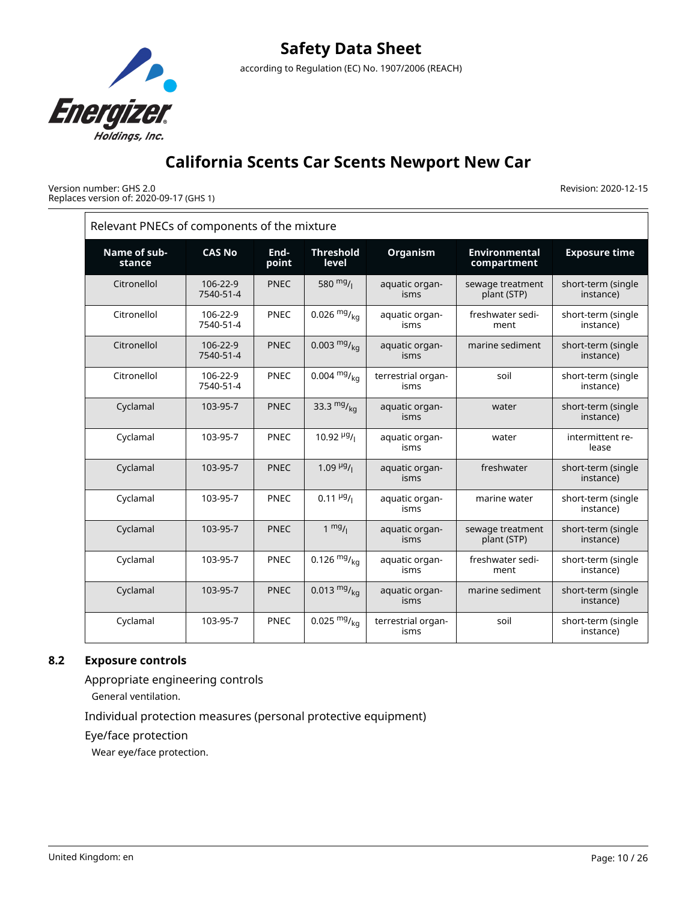Relevant PNECs of components of the mixture

| Name of substance | CAS No | Endpoint | Threshold level | Organism | Environmental compartment | Exposure time |
|---|---|---|---|---|---|---|
| Citronellol | 106-22-9 7540-51-4 | PNEC | 580 $^{mg}/_{l}$ | aquatic organisms | sewage treatment plant (STP) | short-term (single instance) |
| Citronellol | 106-22-9 7540-51-4 | PNEC | 0.026 $^{mg}/_{kg}$ | aquatic organisms | freshwater sediment | short-term (single instance) |
| Citronellol | 106-22-9 7540-51-4 | PNEC | 0.003 $^{mg}/_{kg}$ | aquatic organisms | marine sediment | short-term (single instance) |
| Citronellol | 106-22-9 7540-51-4 | PNEC | 0.004 $^{mg}/_{kg}$ | terrestrial organisms | soil | short-term (single instance) |
| Cyclamal | 103-95-7 | PNEC | 33.3 $^{mg}/_{kg}$ | aquatic organisms | water | short-term (single instance) |
| Cyclamal | 103-95-7 | PNEC | 10.92 $^{µg}/_{l}$ | aquatic organisms | water | intermittent release |
| Cyclamal | 103-95-7 | PNEC | 1.09 $^{µg}/_{l}$ | aquatic organisms | freshwater | short-term (single instance) |
| Cyclamal | 103-95-7 | PNEC | 0.11 $^{µg}/_{l}$ | aquatic organisms | marine water | short-term (single instance) |
| Cyclamal | 103-95-7 | PNEC | 1 $^{mg}/_{l}$ | aquatic organisms | sewage treatment plant (STP) | short-term (single instance) |
| Cyclamal | 103-95-7 | PNEC | 0.126 $^{mg}/_{kg}$ | aquatic organisms | freshwater sediment | short-term (single instance) |
| Cyclamal | 103-95-7 | PNEC | 0.013 $^{mg}/_{kg}$ | aquatic organisms | marine sediment | short-term (single instance) |
| Cyclamal | 103-95-7 | PNEC | 0.025 $^{mg}/_{kg}$ | terrestrial organisms | soil | short-term (single instance) |

## 8.2 Exposure controls

### Appropriate engineering controls

General ventilation.

### Individual protection measures (personal protective equipment)

### Eye/face protection

Wear eye/face protection.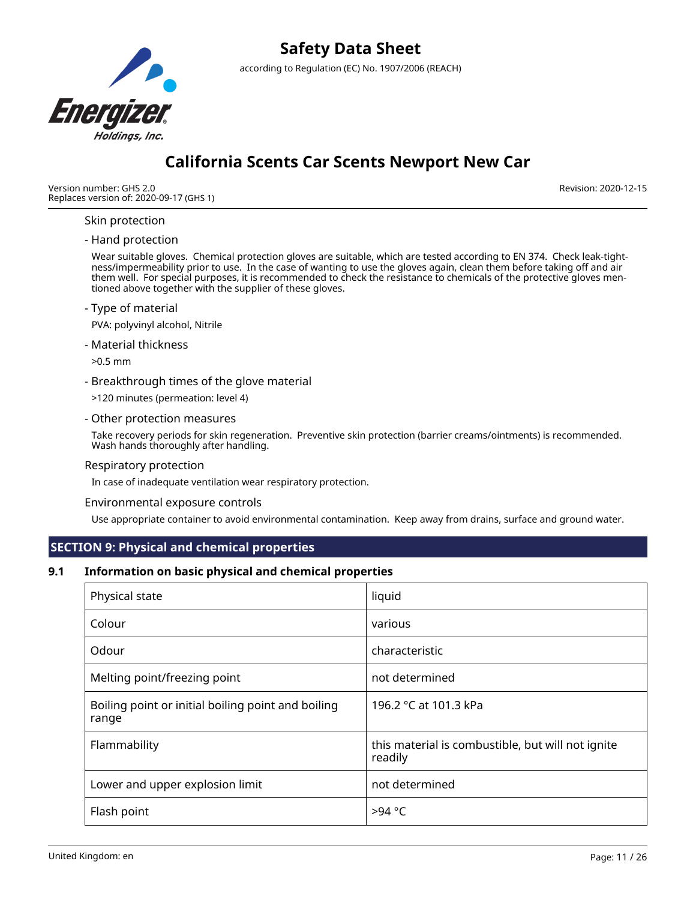Skin protection

- Hand protection

Wear suitable gloves. Chemical protection gloves are suitable, which are tested according to EN 374. Check leak-tightness/impermeability prior to use. In the case of wanting to use the gloves again, clean them before taking off and air them well. For special purposes, it is recommended to check the resistance to chemicals of the protective gloves mentioned above together with the supplier of these gloves.

- Type of material

PVA: polyvinyl alcohol, Nitrile

- Material thickness

>0.5 mm

- Breakthrough times of the glove material

>120 minutes (permeation: level 4)

- Other protection measures

Take recovery periods for skin regeneration. Preventive skin protection (barrier creams/ointments) is recommended. Wash hands thoroughly after handling.

Respiratory protection

In case of inadequate ventilation wear respiratory protection.

Environmental exposure controls

Use appropriate container to avoid environmental contamination. Keep away from drains, surface and ground water.

## SECTION 9: Physical and chemical properties

### 9.1 Information on basic physical and chemical properties

| Property | Value |
|---|---|
| Physical state | liquid |
| Colour | various |
| Odour | characteristic |
| Melting point/freezing point | not determined |
| Boiling point or initial boiling point and boiling range | 196.2 °C at 101.3 kPa |
| Flammability | this material is combustible, but will not ignite readily |
| Lower and upper explosion limit | not determined |
| Flash point | >94 °C |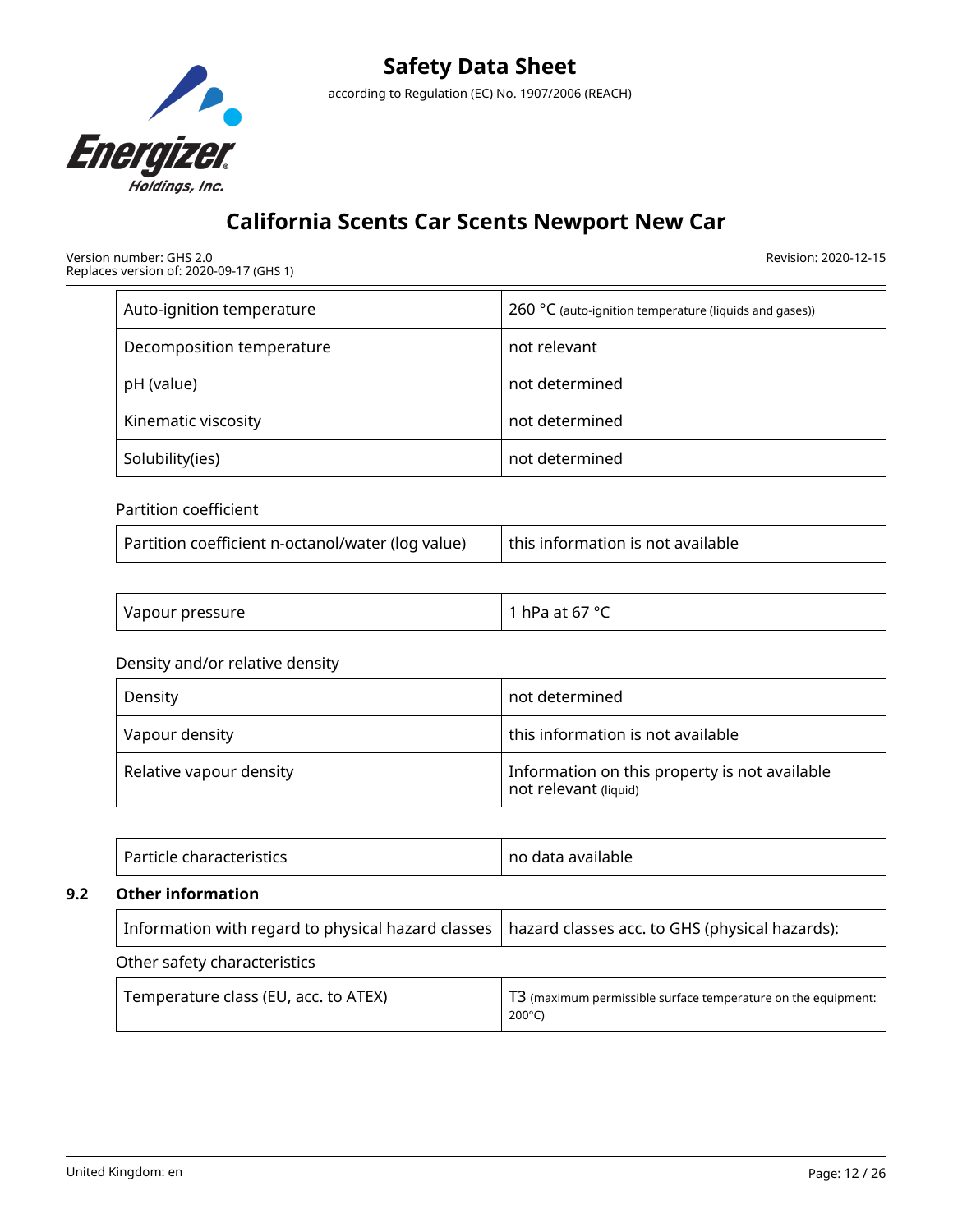| Auto-ignition temperature | 260 °C (auto-ignition temperature (liquids and gases)) |
|---|---|
| Decomposition temperature | not relevant |
| pH (value) | not determined |
| Kinematic viscosity | not determined |
| Solubility(ies) | not determined |

Partition coefficient

| Partition coefficient n-octanol/water (log value) | this information is not available |
|---|---|

| Vapour pressure | 1 hPa at 67 °C |
|---|---|

Density and/or relative density

| Density | not determined |
|---|---|
| Vapour density | this information is not available |
| Relative vapour density | Information on this property is not available<br>not relevant (liquid) |

| Particle characteristics | no data available |
|---|---|

## 9.2 Other information

| Information with regard to physical hazard classes | hazard classes acc. to GHS (physical hazards): |
|---|---|

Other safety characteristics

| Temperature class (EU, acc. to ATEX) | T3 (maximum permissible surface temperature on the equipment: 200°C) |
|---|---|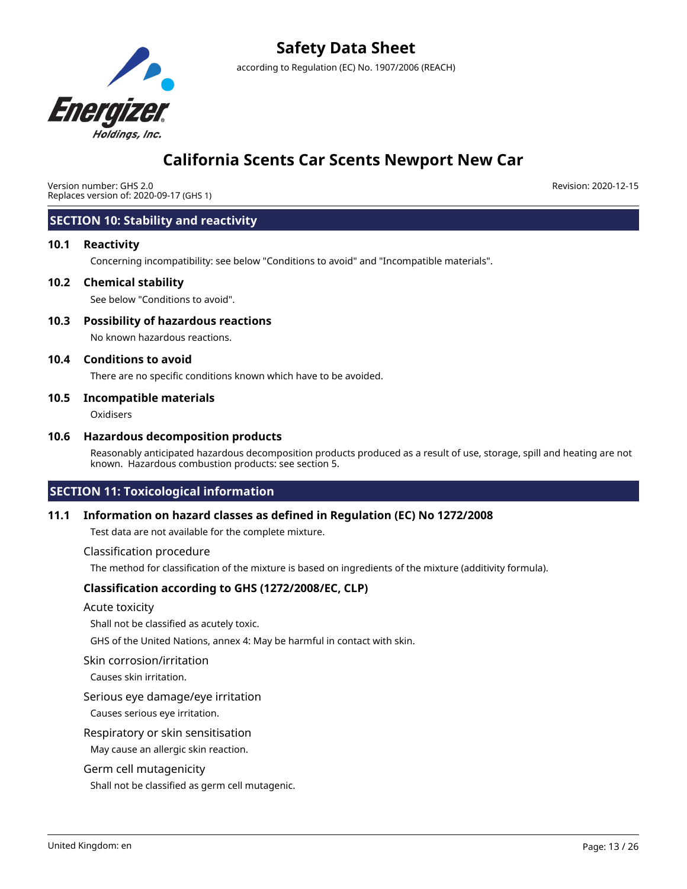## SECTION 10: Stability and reactivity

### 10.1 Reactivity

Concerning incompatibility: see below "Conditions to avoid" and "Incompatible materials".

### 10.2 Chemical stability

See below "Conditions to avoid".

### 10.3 Possibility of hazardous reactions

No known hazardous reactions.

### 10.4 Conditions to avoid

There are no specific conditions known which have to be avoided.

### 10.5 Incompatible materials

Oxidisers

### 10.6 Hazardous decomposition products

Reasonably anticipated hazardous decomposition products produced as a result of use, storage, spill and heating are not known. Hazardous combustion products: see section 5.

## SECTION 11: Toxicological information

### 11.1 Information on hazard classes as defined in Regulation (EC) No 1272/2008

Test data are not available for the complete mixture.

Classification procedure

The method for classification of the mixture is based on ingredients of the mixture (additivity formula).

**Classification according to GHS (1272/2008/EC, CLP)**

Acute toxicity

Shall not be classified as acutely toxic.

GHS of the United Nations, annex 4: May be harmful in contact with skin.

Skin corrosion/irritation

Causes skin irritation.

Serious eye damage/eye irritation

Causes serious eye irritation.

Respiratory or skin sensitisation

May cause an allergic skin reaction.

Germ cell mutagenicity

Shall not be classified as germ cell mutagenic.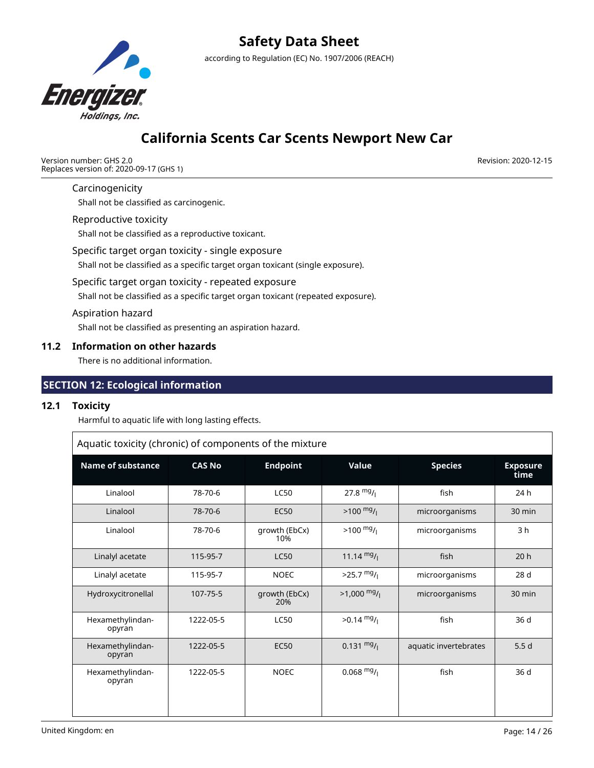Carcinogenicity

Shall not be classified as carcinogenic.

Reproductive toxicity

Shall not be classified as a reproductive toxicant.

Specific target organ toxicity - single exposure

Shall not be classified as a specific target organ toxicant (single exposure).

Specific target organ toxicity - repeated exposure

Shall not be classified as a specific target organ toxicant (repeated exposure).

Aspiration hazard

Shall not be classified as presenting an aspiration hazard.

### 11.2 Information on other hazards

There is no additional information.

## SECTION 12: Ecological information

### 12.1 Toxicity

Harmful to aquatic life with long lasting effects.

Aquatic toxicity (chronic) of components of the mixture

| Name of substance | CAS No | Endpoint | Value | Species | Exposure time |
|---|---|---|---|---|---|
| Linalool | 78-70-6 | LC50 | 27.8 $^{mg}/_{l}$ | fish | 24 h |
| Linalool | 78-70-6 | EC50 | >100 $^{mg}/_{l}$ | microorganisms | 30 min |
| Linalool | 78-70-6 | growth (EbCx) 10% | >100 $^{mg}/_{l}$ | microorganisms | 3 h |
| Linalyl acetate | 115-95-7 | LC50 | 11.14 $^{mg}/_{l}$ | fish | 20 h |
| Linalyl acetate | 115-95-7 | NOEC | >25.7 $^{mg}/_{l}$ | microorganisms | 28 d |
| Hydroxycitronellal | 107-75-5 | growth (EbCx) 20% | >1,000 $^{mg}/_{l}$ | microorganisms | 30 min |
| Hexamethylindan-opyran | 1222-05-5 | LC50 | >0.14 $^{mg}/_{l}$ | fish | 36 d |
| Hexamethylindan-opyran | 1222-05-5 | EC50 | 0.131 $^{mg}/_{l}$ | aquatic invertebrates | 5.5 d |
| Hexamethylindan-opyran | 1222-05-5 | NOEC | 0.068 $^{mg}/_{l}$ | fish | 36 d |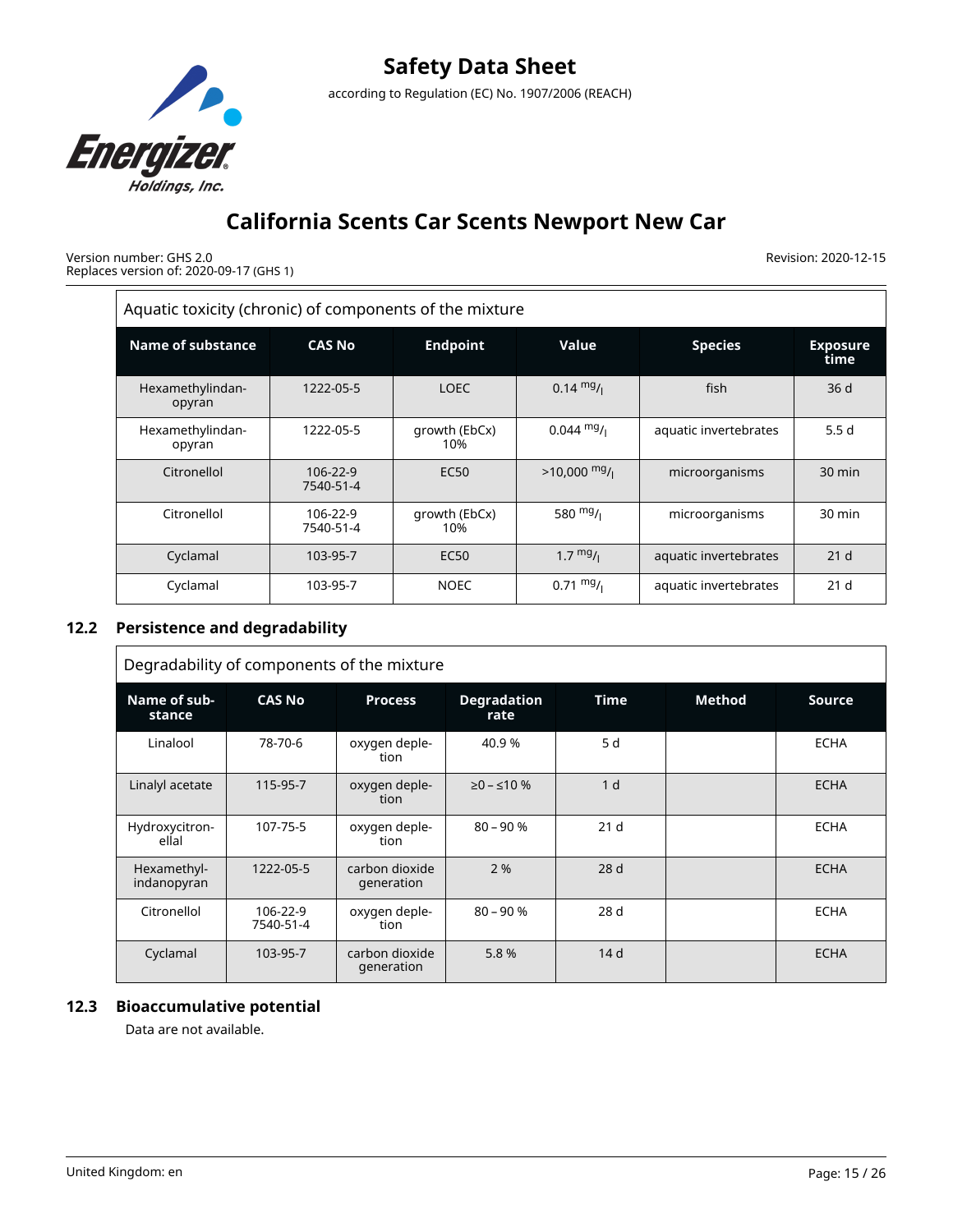| Aquatic toxicity (chronic) of components of the mixture | | | | | |
|---|---|---|---|---|---|
| **Name of substance** | **CAS No** | **Endpoint** | **Value** | **Species** | **Exposure time** |
| Hexamethylindan-opyran | 1222-05-5 | LOEC | 0.14 $^{mg}/_{l}$ | fish | 36 d |
| Hexamethylindan-opyran | 1222-05-5 | growth (EbCx) 10% | 0.044 $^{mg}/_{l}$ | aquatic invertebrates | 5.5 d |
| Citronellol | 106-22-9 7540-51-4 | EC50 | >10,000 $^{mg}/_{l}$ | microorganisms | 30 min |
| Citronellol | 106-22-9 7540-51-4 | growth (EbCx) 10% | 580 $^{mg}/_{l}$ | microorganisms | 30 min |
| Cyclamal | 103-95-7 | EC50 | 1.7 $^{mg}/_{l}$ | aquatic invertebrates | 21 d |
| Cyclamal | 103-95-7 | NOEC | 0.71 $^{mg}/_{l}$ | aquatic invertebrates | 21 d |

## 12.2 Persistence and degradability

| Degradability of components of the mixture | | | | | | |
|---|---|---|---|---|---|---|
| **Name of substance** | **CAS No** | **Process** | **Degradation rate** | **Time** | **Method** | **Source** |
| Linalool | 78-70-6 | oxygen depletion | 40.9 % | 5 d | | ECHA |
| Linalyl acetate | 115-95-7 | oxygen depletion | ≥0 – ≤10 % | 1 d | | ECHA |
| Hydroxycitronellal | 107-75-5 | oxygen depletion | 80 – 90 % | 21 d | | ECHA |
| Hexamethyl-indanopyran | 1222-05-5 | carbon dioxide generation | 2 % | 28 d | | ECHA |
| Citronellol | 106-22-9 7540-51-4 | oxygen depletion | 80 – 90 % | 28 d | | ECHA |
| Cyclamal | 103-95-7 | carbon dioxide generation | 5.8 % | 14 d | | ECHA |

## 12.3 Bioaccumulative potential

Data are not available.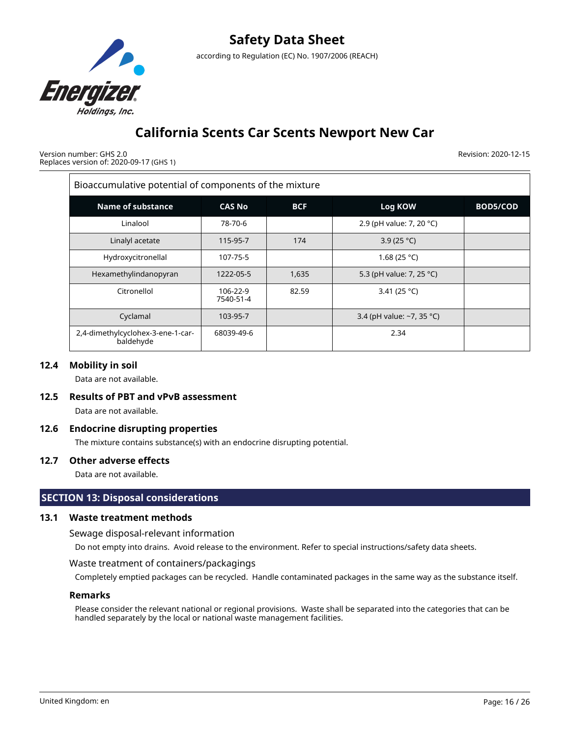Bioaccumulative potential of components of the mixture

| Name of substance | CAS No | BCF | Log KOW | BOD5/COD |
|---|---|---|---|---|
| Linalool | 78-70-6 | | 2.9 (pH value: 7, 20 °C) | |
| Linalyl acetate | 115-95-7 | 174 | 3.9 (25 °C) | |
| Hydroxycitronellal | 107-75-5 | | 1.68 (25 °C) | |
| Hexamethylindanopyran | 1222-05-5 | 1,635 | 5.3 (pH value: 7, 25 °C) | |
| Citronellol | 106-22-9 7540-51-4 | 82.59 | 3.41 (25 °C) | |
| Cyclamal | 103-95-7 | | 3.4 (pH value: ~7, 35 °C) | |
| 2,4-dimethylcyclohex-3-ene-1-carbaldehyde | 68039-49-6 | | 2.34 | |

### 12.4 Mobility in soil

Data are not available.

### 12.5 Results of PBT and vPvB assessment

Data are not available.

### 12.6 Endocrine disrupting properties

The mixture contains substance(s) with an endocrine disrupting potential.

### 12.7 Other adverse effects

Data are not available.

## SECTION 13: Disposal considerations

### 13.1 Waste treatment methods

Sewage disposal-relevant information

Do not empty into drains. Avoid release to the environment. Refer to special instructions/safety data sheets.

Waste treatment of containers/packagings

Completely emptied packages can be recycled. Handle contaminated packages in the same way as the substance itself.

**Remarks**

Please consider the relevant national or regional provisions. Waste shall be separated into the categories that can be handled separately by the local or national waste management facilities.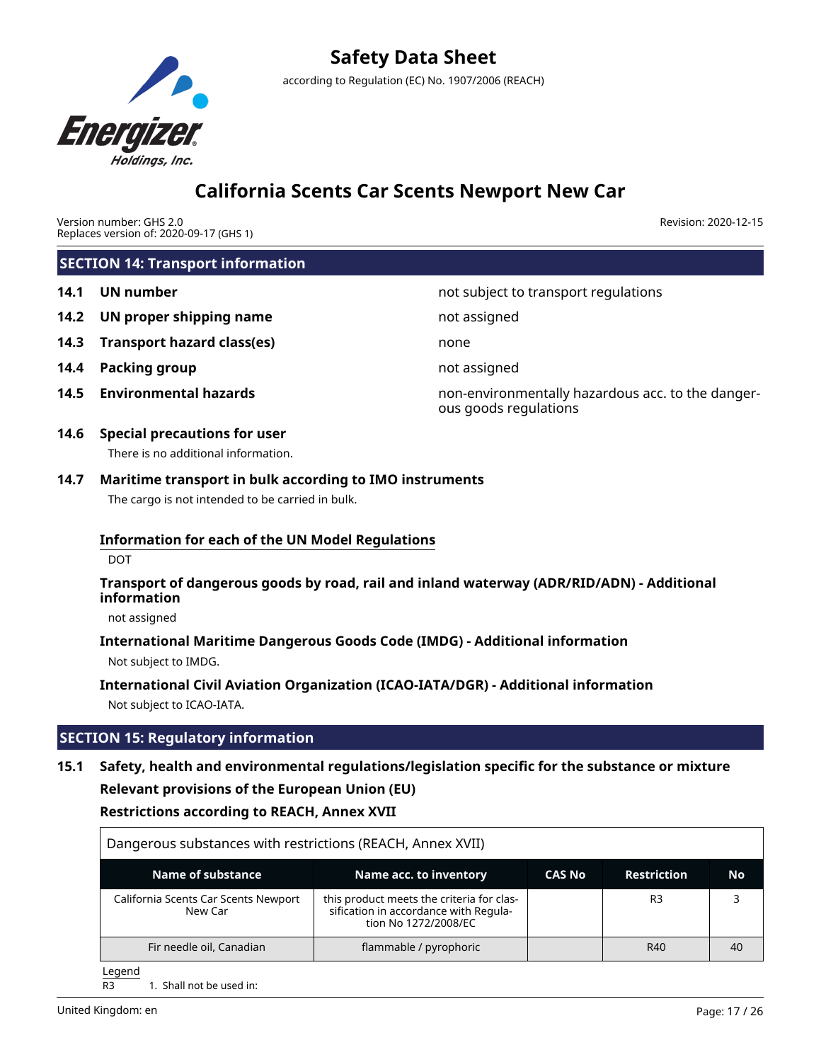## SECTION 14: Transport information

**14.1 UN number** not subject to transport regulations

**14.2 UN proper shipping name** not assigned

**14.3 Transport hazard class(es)** none

**14.4 Packing group** not assigned

**14.5 Environmental hazards** non-environmentally hazardous acc. to the dangerous goods regulations

### 14.6 Special precautions for user

There is no additional information.

### 14.7 Maritime transport in bulk according to IMO instruments

The cargo is not intended to be carried in bulk.

#### Information for each of the UN Model Regulations

DOT

#### Transport of dangerous goods by road, rail and inland waterway (ADR/RID/ADN) - Additional information

not assigned

#### International Maritime Dangerous Goods Code (IMDG) - Additional information

Not subject to IMDG.

#### International Civil Aviation Organization (ICAO-IATA/DGR) - Additional information

Not subject to ICAO-IATA.

## SECTION 15: Regulatory information

### 15.1 Safety, health and environmental regulations/legislation specific for the substance or mixture

**Relevant provisions of the European Union (EU)**

**Restrictions according to REACH, Annex XVII**

Dangerous substances with restrictions (REACH, Annex XVII)

| Name of substance | Name acc. to inventory | CAS No | Restriction | No |
|---|---|---|---|---|
| California Scents Car Scents Newport New Car | this product meets the criteria for classification in accordance with Regulation No 1272/2008/EC | | R3 | 3 |
| Fir needle oil, Canadian | flammable / pyrophoric | | R40 | 40 |

Legend

R3 1. Shall not be used in: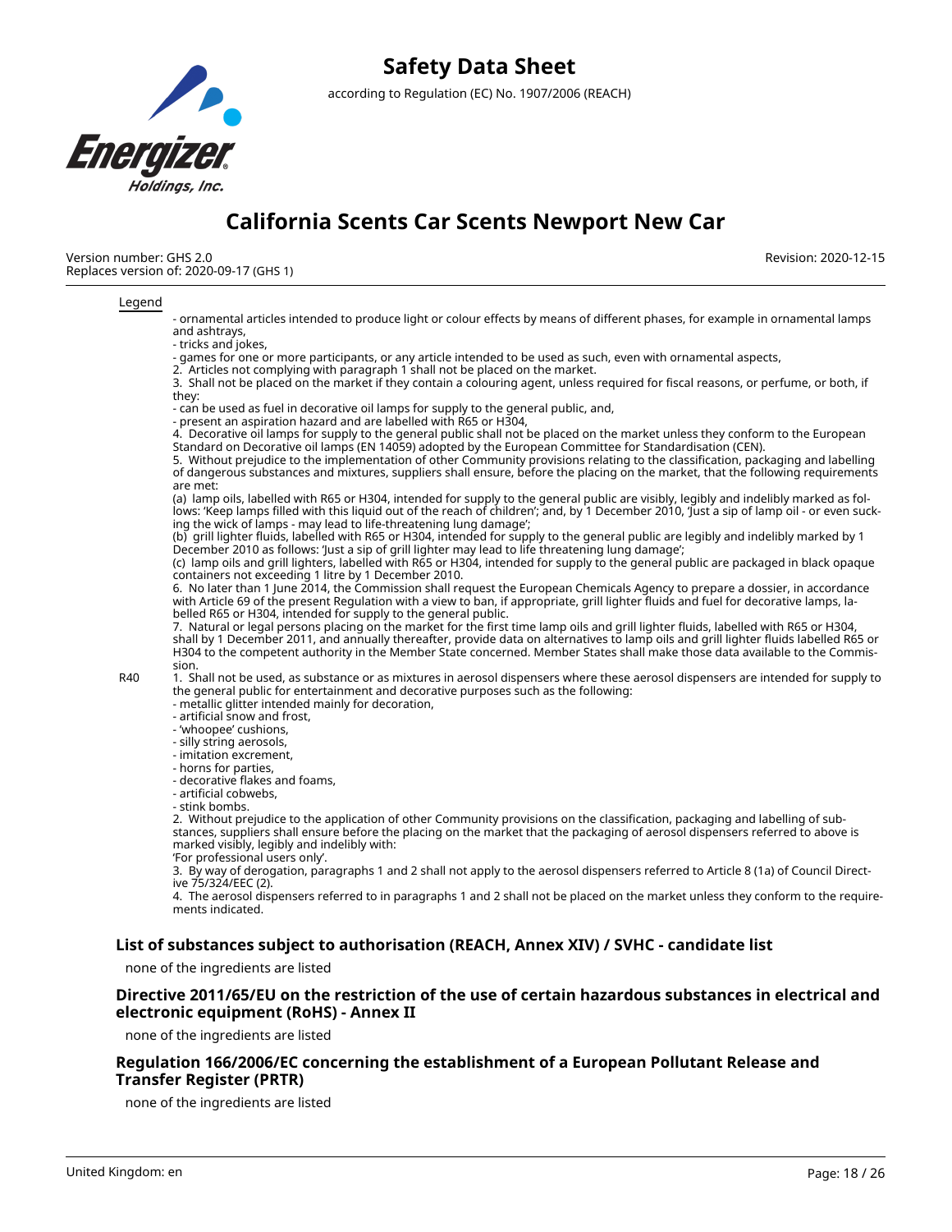| Legend | |
|---|---|
| | - ornamental articles intended to produce light or colour effects by means of different phases, for example in ornamental lamps and ashtrays,<br>- tricks and jokes,<br>- games for one or more participants, or any article intended to be used as such, even with ornamental aspects,<br>2. Articles not complying with paragraph 1 shall not be placed on the market.<br>3. Shall not be placed on the market if they contain a colouring agent, unless required for fiscal reasons, or perfume, or both, if they:<br>- can be used as fuel in decorative oil lamps for supply to the general public, and,<br>- present an aspiration hazard and are labelled with R65 or H304,<br>4. Decorative oil lamps for supply to the general public shall not be placed on the market unless they conform to the European Standard on Decorative oil lamps (EN 14059) adopted by the European Committee for Standardisation (CEN).<br>5. Without prejudice to the implementation of other Community provisions relating to the classification, packaging and labelling of dangerous substances and mixtures, suppliers shall ensure, before the placing on the market, that the following requirements are met:<br>(a) lamp oils, labelled with R65 or H304, intended for supply to the general public are visibly, legibly and indelibly marked as follows: 'Keep lamps filled with this liquid out of the reach of children'; and, by 1 December 2010, 'Just a sip of lamp oil - or even sucking the wick of lamps - may lead to life-threatening lung damage';<br>(b) grill lighter fluids, labelled with R65 or H304, intended for supply to the general public are legibly and indelibly marked by 1 December 2010 as follows: 'Just a sip of grill lighter may lead to life threatening lung damage';<br>(c) lamp oils and grill lighters, labelled with R65 or H304, intended for supply to the general public are packaged in black opaque containers not exceeding 1 litre by 1 December 2010.<br>6. No later than 1 June 2014, the Commission shall request the European Chemicals Agency to prepare a dossier, in accordance with Article 69 of the present Regulation with a view to ban, if appropriate, grill lighter fluids and fuel for decorative lamps, labelled R65 or H304, intended for supply to the general public.<br>7. Natural or legal persons placing on the market for the first time lamp oils and grill lighter fluids, labelled with R65 or H304, shall by 1 December 2011, and annually thereafter, provide data on alternatives to lamp oils and grill lighter fluids labelled R65 or H304 to the competent authority in the Member State concerned. Member States shall make those data available to the Commission. |
| R40 | 1. Shall not be used, as substance or as mixtures in aerosol dispensers where these aerosol dispensers are intended for supply to the general public for entertainment and decorative purposes such as the following:<br>- metallic glitter intended mainly for decoration,<br>- artificial snow and frost,<br>- 'whoopee' cushions,<br>- silly string aerosols,<br>- imitation excrement,<br>- horns for parties,<br>- decorative flakes and foams,<br>- artificial cobwebs,<br>- stink bombs.<br>2. Without prejudice to the application of other Community provisions on the classification, packaging and labelling of substances, suppliers shall ensure before the placing on the market that the packaging of aerosol dispensers referred to above is marked visibly, legibly and indelibly with:<br>'For professional users only'.<br>3. By way of derogation, paragraphs 1 and 2 shall not apply to the aerosol dispensers referred to Article 8 (1a) of Council Directive 75/324/EEC (2).<br>4. The aerosol dispensers referred to in paragraphs 1 and 2 shall not be placed on the market unless they conform to the requirements indicated. |

### List of substances subject to authorisation (REACH, Annex XIV) / SVHC - candidate list

none of the ingredients are listed

### Directive 2011/65/EU on the restriction of the use of certain hazardous substances in electrical and electronic equipment (RoHS) - Annex II

none of the ingredients are listed

### Regulation 166/2006/EC concerning the establishment of a European Pollutant Release and Transfer Register (PRTR)

none of the ingredients are listed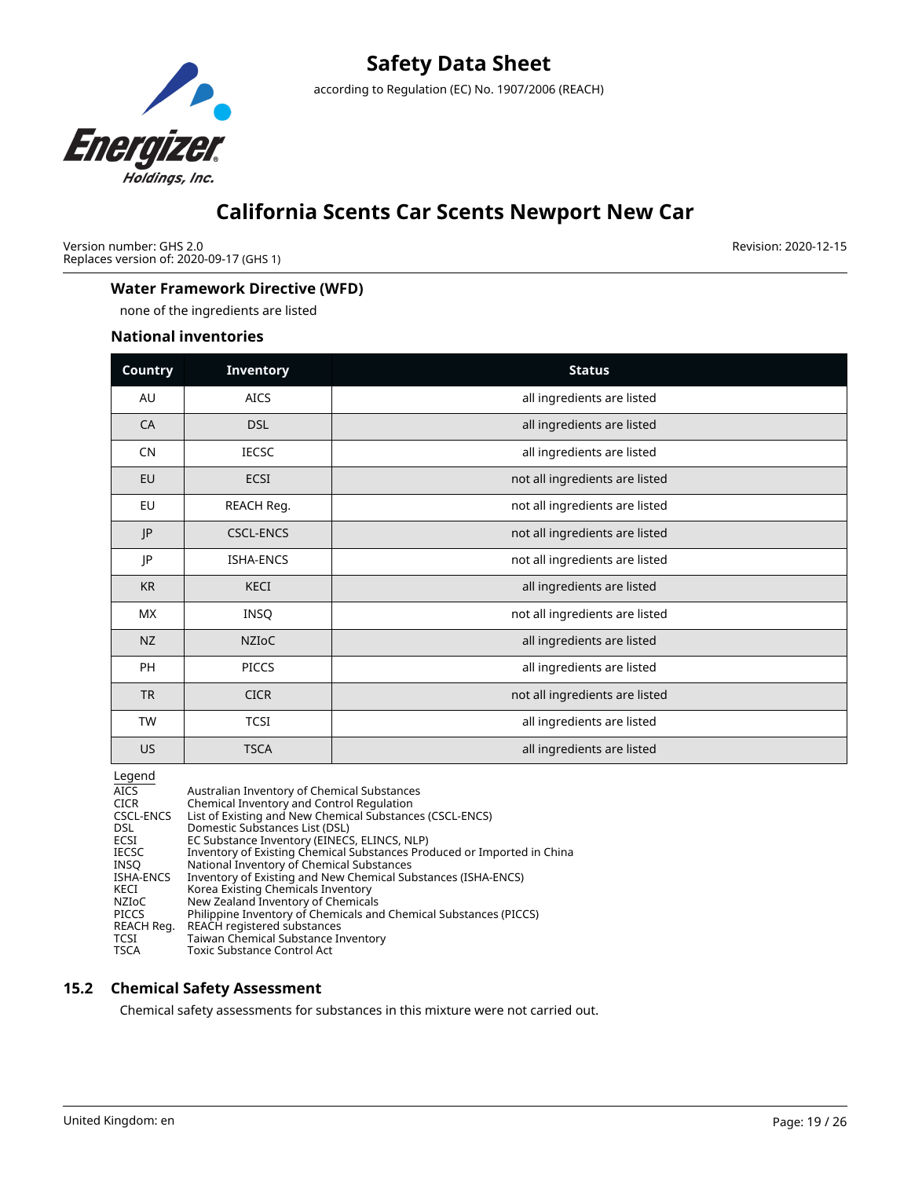### Water Framework Directive (WFD)

none of the ingredients are listed

### National inventories

| Country | Inventory | Status |
|---|---|---|
| AU | AICS | all ingredients are listed |
| CA | DSL | all ingredients are listed |
| CN | IECSC | all ingredients are listed |
| EU | ECSI | not all ingredients are listed |
| EU | REACH Reg. | not all ingredients are listed |
| JP | CSCL-ENCS | not all ingredients are listed |
| JP | ISHA-ENCS | not all ingredients are listed |
| KR | KECI | all ingredients are listed |
| MX | INSQ | not all ingredients are listed |
| NZ | NZIoC | all ingredients are listed |
| PH | PICCS | all ingredients are listed |
| TR | CICR | not all ingredients are listed |
| TW | TCSI | all ingredients are listed |
| US | TSCA | all ingredients are listed |

Legend

| | |
|---|---|
| AICS | Australian Inventory of Chemical Substances |
| CICR | Chemical Inventory and Control Regulation |
| CSCL-ENCS | List of Existing and New Chemical Substances (CSCL-ENCS) |
| DSL | Domestic Substances List (DSL) |
| ECSI | EC Substance Inventory (EINECS, ELINCS, NLP) |
| IECSC | Inventory of Existing Chemical Substances Produced or Imported in China |
| INSQ | National Inventory of Chemical Substances |
| ISHA-ENCS | Inventory of Existing and New Chemical Substances (ISHA-ENCS) |
| KECI | Korea Existing Chemicals Inventory |
| NZIoC | New Zealand Inventory of Chemicals |
| PICCS | Philippine Inventory of Chemicals and Chemical Substances (PICCS) |
| REACH Reg. | REACH registered substances |
| TCSI | Taiwan Chemical Substance Inventory |
| TSCA | Toxic Substance Control Act |

## 15.2 Chemical Safety Assessment

Chemical safety assessments for substances in this mixture were not carried out.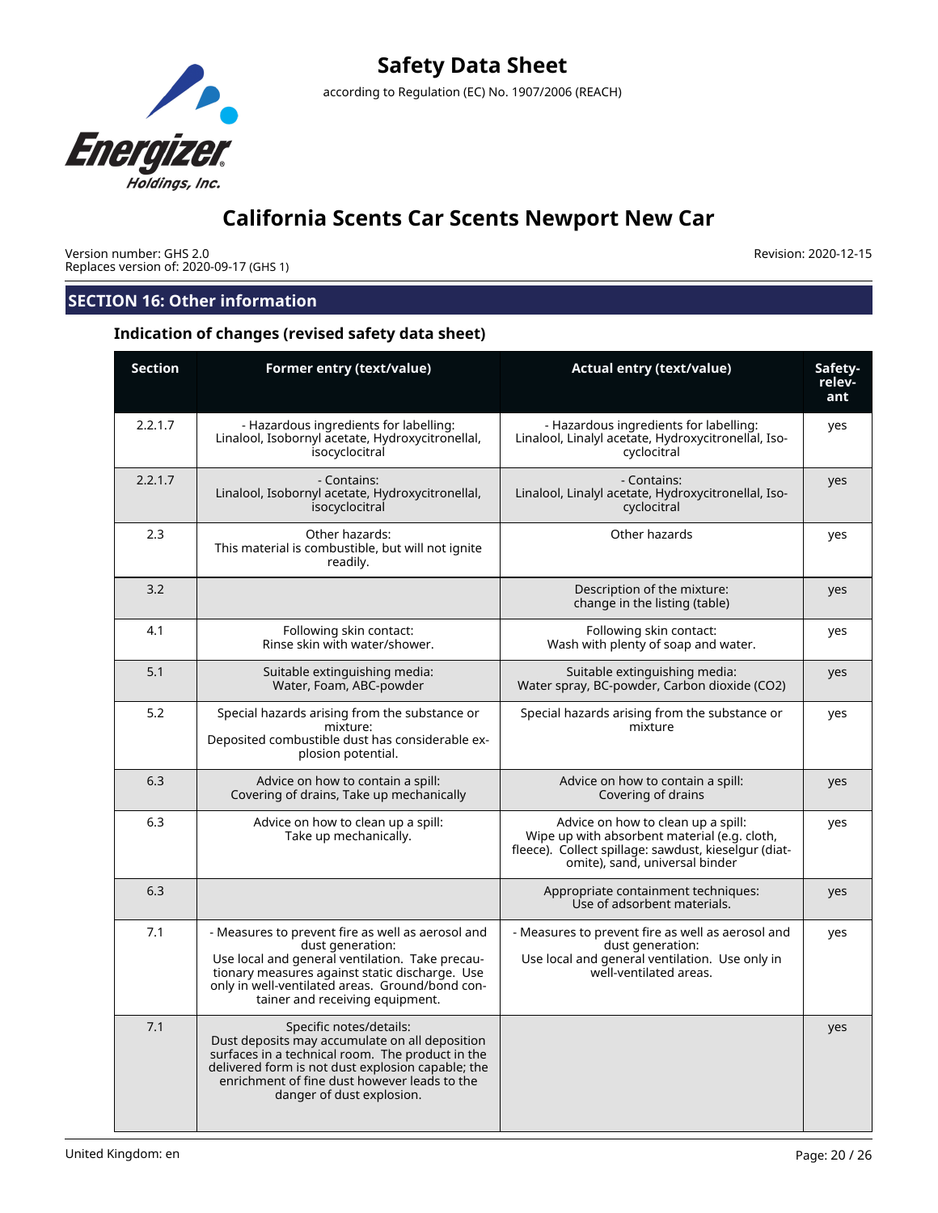## SECTION 16: Other information

### Indication of changes (revised safety data sheet)

| Section | Former entry (text/value) | Actual entry (text/value) | Safety-relevant |
|---|---|---|---|
| 2.2.1.7 | - Hazardous ingredients for labelling: Linalool, Isobornyl acetate, Hydroxycitronellal, isocyclocitral | - Hazardous ingredients for labelling: Linalool, Linalyl acetate, Hydroxycitronellal, Iso-cyclocitral | yes |
| 2.2.1.7 | - Contains: Linalool, Isobornyl acetate, Hydroxycitronellal, isocyclocitral | - Contains: Linalool, Linalyl acetate, Hydroxycitronellal, Iso-cyclocitral | yes |
| 2.3 | Other hazards: This material is combustible, but will not ignite readily. | Other hazards | yes |
| 3.2 | | Description of the mixture: change in the listing (table) | yes |
| 4.1 | Following skin contact: Rinse skin with water/shower. | Following skin contact: Wash with plenty of soap and water. | yes |
| 5.1 | Suitable extinguishing media: Water, Foam, ABC-powder | Suitable extinguishing media: Water spray, BC-powder, Carbon dioxide ($CO_2$) | yes |
| 5.2 | Special hazards arising from the substance or mixture: Deposited combustible dust has considerable explosion potential. | Special hazards arising from the substance or mixture | yes |
| 6.3 | Advice on how to contain a spill: Covering of drains, Take up mechanically | Advice on how to contain a spill: Covering of drains | yes |
| 6.3 | Advice on how to clean up a spill: Take up mechanically. | Advice on how to clean up a spill: Wipe up with absorbent material (e.g. cloth, fleece). Collect spillage: sawdust, kieselgur (diatomite), sand, universal binder | yes |
| 6.3 | | Appropriate containment techniques: Use of adsorbent materials. | yes |
| 7.1 | - Measures to prevent fire as well as aerosol and dust generation: Use local and general ventilation. Take precautionary measures against static discharge. Use only in well-ventilated areas. Ground/bond container and receiving equipment. | - Measures to prevent fire as well as aerosol and dust generation: Use local and general ventilation. Use only in well-ventilated areas. | yes |
| 7.1 | Specific notes/details: Dust deposits may accumulate on all deposition surfaces in a technical room. The product in the delivered form is not dust explosion capable; the enrichment of fine dust however leads to the danger of dust explosion. | | yes |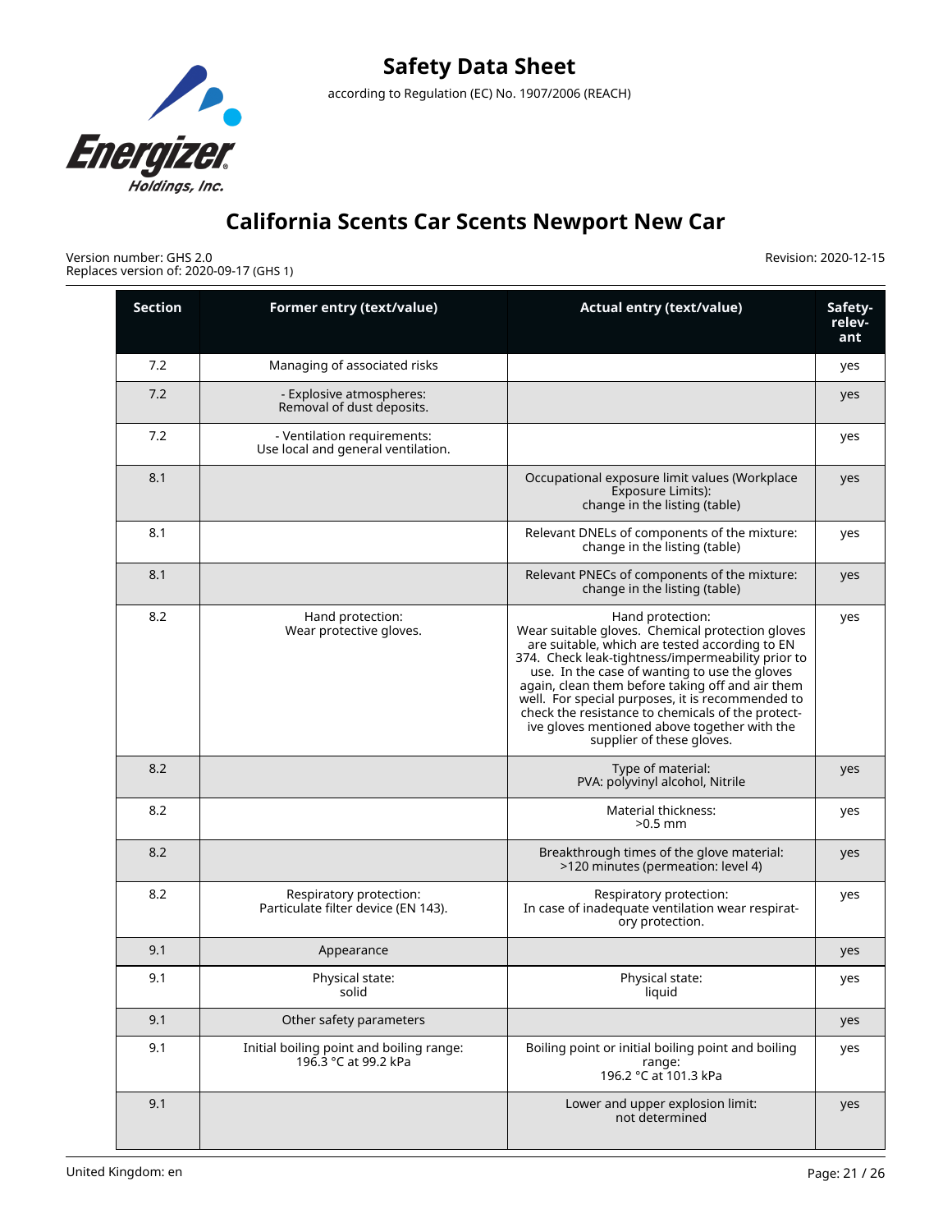| Section | Former entry (text/value) | Actual entry (text/value) | Safety-relev-ant |
|---|---|---|---|
| 7.2 | Managing of associated risks | | yes |
| 7.2 | - Explosive atmospheres: Removal of dust deposits. | | yes |
| 7.2 | - Ventilation requirements: Use local and general ventilation. | | yes |
| 8.1 | | Occupational exposure limit values (Workplace Exposure Limits): change in the listing (table) | yes |
| 8.1 | | Relevant DNELs of components of the mixture: change in the listing (table) | yes |
| 8.1 | | Relevant PNECs of components of the mixture: change in the listing (table) | yes |
| 8.2 | Hand protection: Wear protective gloves. | Hand protection: Wear suitable gloves. Chemical protection gloves are suitable, which are tested according to EN 374. Check leak-tightness/impermeability prior to use. In the case of wanting to use the gloves again, clean them before taking off and air them well. For special purposes, it is recommended to check the resistance to chemicals of the protective gloves mentioned above together with the supplier of these gloves. | yes |
| 8.2 | | Type of material: PVA: polyvinyl alcohol, Nitrile | yes |
| 8.2 | | Material thickness: >0.5 mm | yes |
| 8.2 | | Breakthrough times of the glove material: >120 minutes (permeation: level 4) | yes |
| 8.2 | Respiratory protection: Particulate filter device (EN 143). | Respiratory protection: In case of inadequate ventilation wear respiratory protection. | yes |
| 9.1 | Appearance | | yes |
| 9.1 | Physical state: solid | Physical state: liquid | yes |
| 9.1 | Other safety parameters | | yes |
| 9.1 | Initial boiling point and boiling range: 196.3 °C at 99.2 kPa | Boiling point or initial boiling point and boiling range: 196.2 °C at 101.3 kPa | yes |
| 9.1 | | Lower and upper explosion limit: not determined | yes |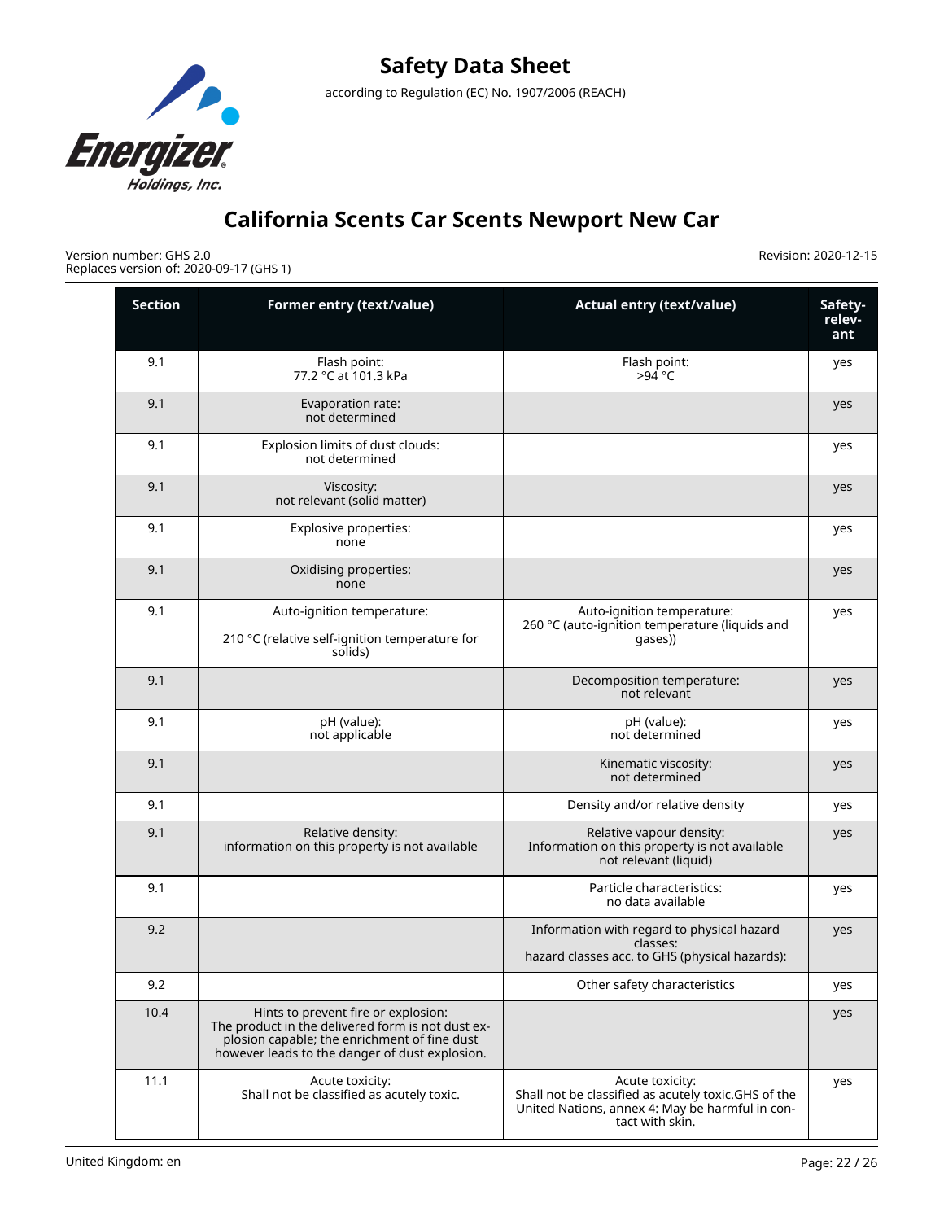# Safety Data Sheet

according to Regulation (EC) No. 1907/2006 (REACH)

# California Scents Car Scents Newport New Car

Version number: GHS 2.0
Replaces version of: 2020-09-17 (GHS 1)

Revision: 2020-12-15

| Section | Former entry (text/value) | Actual entry (text/value) | Safety-relevant |
|---|---|---|---|
| 9.1 | Flash point: 77.2 °C at 101.3 kPa | Flash point: >94 °C | yes |
| 9.1 | Evaporation rate: not determined | | yes |
| 9.1 | Explosion limits of dust clouds: not determined | | yes |
| 9.1 | Viscosity: not relevant (solid matter) | | yes |
| 9.1 | Explosive properties: none | | yes |
| 9.1 | Oxidising properties: none | | yes |
| 9.1 | Auto-ignition temperature: 210 °C (relative self-ignition temperature for solids) | Auto-ignition temperature: 260 °C (auto-ignition temperature (liquids and gases)) | yes |
| 9.1 | | Decomposition temperature: not relevant | yes |
| 9.1 | pH (value): not applicable | pH (value): not determined | yes |
| 9.1 | | Kinematic viscosity: not determined | yes |
| 9.1 | | Density and/or relative density | yes |
| 9.1 | Relative density: information on this property is not available | Relative vapour density: Information on this property is not available not relevant (liquid) | yes |
| 9.1 | | Particle characteristics: no data available | yes |
| 9.2 | | Information with regard to physical hazard classes: hazard classes acc. to GHS (physical hazards): | yes |
| 9.2 | | Other safety characteristics | yes |
| 10.4 | Hints to prevent fire or explosion: The product in the delivered form is not dust explosion capable; the enrichment of fine dust however leads to the danger of dust explosion. | | yes |
| 11.1 | Acute toxicity: Shall not be classified as acutely toxic. | Acute toxicity: Shall not be classified as acutely toxic.GHS of the United Nations, annex 4: May be harmful in contact with skin. | yes |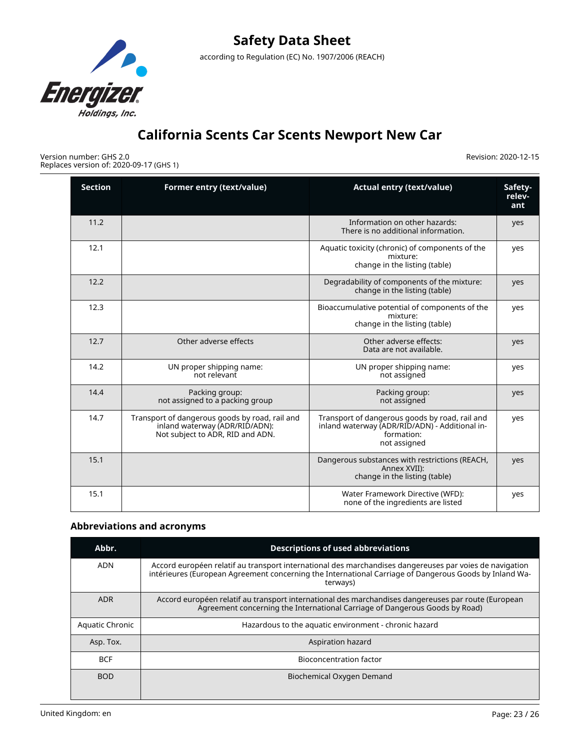| Section | Former entry (text/value) | Actual entry (text/value) | Safety-relevant |
|---|---|---|---|
| 11.2 | | Information on other hazards: There is no additional information. | yes |
| 12.1 | | Aquatic toxicity (chronic) of components of the mixture: change in the listing (table) | yes |
| 12.2 | | Degradability of components of the mixture: change in the listing (table) | yes |
| 12.3 | | Bioaccumulative potential of components of the mixture: change in the listing (table) | yes |
| 12.7 | Other adverse effects | Other adverse effects: Data are not available. | yes |
| 14.2 | UN proper shipping name: not relevant | UN proper shipping name: not assigned | yes |
| 14.4 | Packing group: not assigned to a packing group | Packing group: not assigned | yes |
| 14.7 | Transport of dangerous goods by road, rail and inland waterway (ADR/RID/ADN): Not subject to ADR, RID and ADN. | Transport of dangerous goods by road, rail and inland waterway (ADR/RID/ADN) - Additional information: not assigned | yes |
| 15.1 | | Dangerous substances with restrictions (REACH, Annex XVII): change in the listing (table) | yes |
| 15.1 | | Water Framework Directive (WFD): none of the ingredients are listed | yes |

## Abbreviations and acronyms

| Abbr. | Descriptions of used abbreviations |
|---|---|
| ADN | Accord européen relatif au transport international des marchandises dangereuses par voies de navigation intérieures (European Agreement concerning the International Carriage of Dangerous Goods by Inland Waterways) |
| ADR | Accord européen relatif au transport international des marchandises dangereuses par route (European Agreement concerning the International Carriage of Dangerous Goods by Road) |
| Aquatic Chronic | Hazardous to the aquatic environment - chronic hazard |
| Asp. Tox. | Aspiration hazard |
| BCF | Bioconcentration factor |
| BOD | Biochemical Oxygen Demand |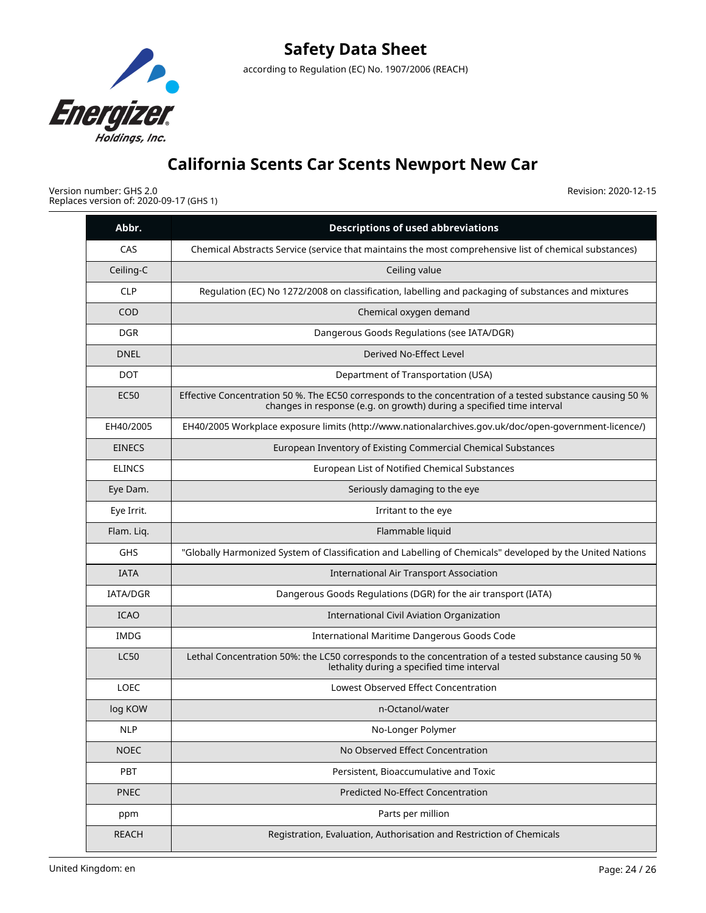| Abbr. | Descriptions of used abbreviations |
|---|---|
| CAS | Chemical Abstracts Service (service that maintains the most comprehensive list of chemical substances) |
| Ceiling-C | Ceiling value |
| CLP | Regulation (EC) No 1272/2008 on classification, labelling and packaging of substances and mixtures |
| COD | Chemical oxygen demand |
| DGR | Dangerous Goods Regulations (see IATA/DGR) |
| DNEL | Derived No-Effect Level |
| DOT | Department of Transportation (USA) |
| EC50 | Effective Concentration 50 %. The EC50 corresponds to the concentration of a tested substance causing 50 % changes in response (e.g. on growth) during a specified time interval |
| EH40/2005 | EH40/2005 Workplace exposure limits (http://www.nationalarchives.gov.uk/doc/open-government-licence/) |
| EINECS | European Inventory of Existing Commercial Chemical Substances |
| ELINCS | European List of Notified Chemical Substances |
| Eye Dam. | Seriously damaging to the eye |
| Eye Irrit. | Irritant to the eye |
| Flam. Liq. | Flammable liquid |
| GHS | "Globally Harmonized System of Classification and Labelling of Chemicals" developed by the United Nations |
| IATA | International Air Transport Association |
| IATA/DGR | Dangerous Goods Regulations (DGR) for the air transport (IATA) |
| ICAO | International Civil Aviation Organization |
| IMDG | International Maritime Dangerous Goods Code |
| LC50 | Lethal Concentration 50%: the LC50 corresponds to the concentration of a tested substance causing 50 % lethality during a specified time interval |
| LOEC | Lowest Observed Effect Concentration |
| log KOW | n-Octanol/water |
| NLP | No-Longer Polymer |
| NOEC | No Observed Effect Concentration |
| PBT | Persistent, Bioaccumulative and Toxic |
| PNEC | Predicted No-Effect Concentration |
| ppm | Parts per million |
| REACH | Registration, Evaluation, Authorisation and Restriction of Chemicals |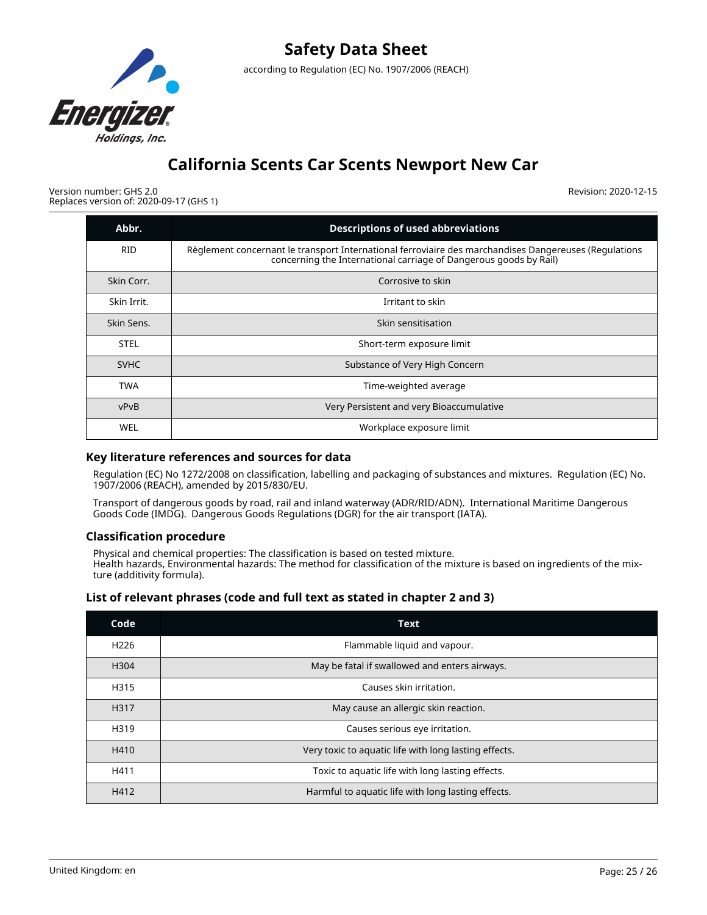| Abbr. | Descriptions of used abbreviations |
| --- | --- |
| RID | Règlement concernant le transport International ferroviaire des marchandises Dangereuses (Regulations concerning the International carriage of Dangerous goods by Rail) |
| Skin Corr. | Corrosive to skin |
| Skin Irrit. | Irritant to skin |
| Skin Sens. | Skin sensitisation |
| STEL | Short-term exposure limit |
| SVHC | Substance of Very High Concern |
| TWA | Time-weighted average |
| vPvB | Very Persistent and very Bioaccumulative |
| WEL | Workplace exposure limit |

### Key literature references and sources for data

Regulation (EC) No 1272/2008 on classification, labelling and packaging of substances and mixtures. Regulation (EC) No. 1907/2006 (REACH), amended by 2015/830/EU.

Transport of dangerous goods by road, rail and inland waterway (ADR/RID/ADN). International Maritime Dangerous Goods Code (IMDG). Dangerous Goods Regulations (DGR) for the air transport (IATA).

### Classification procedure

Physical and chemical properties: The classification is based on tested mixture.
Health hazards, Environmental hazards: The method for classification of the mixture is based on ingredients of the mixture (additivity formula).

### List of relevant phrases (code and full text as stated in chapter 2 and 3)

| Code | Text |
| --- | --- |
| H226 | Flammable liquid and vapour. |
| H304 | May be fatal if swallowed and enters airways. |
| H315 | Causes skin irritation. |
| H317 | May cause an allergic skin reaction. |
| H319 | Causes serious eye irritation. |
| H410 | Very toxic to aquatic life with long lasting effects. |
| H411 | Toxic to aquatic life with long lasting effects. |
| H412 | Harmful to aquatic life with long lasting effects. |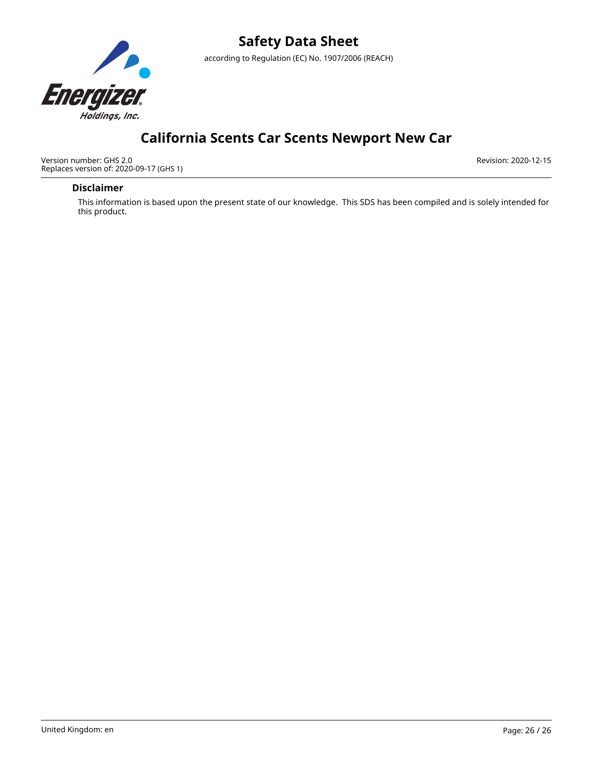### Disclaimer

This information is based upon the present state of our knowledge. This SDS has been compiled and is solely intended for this product.